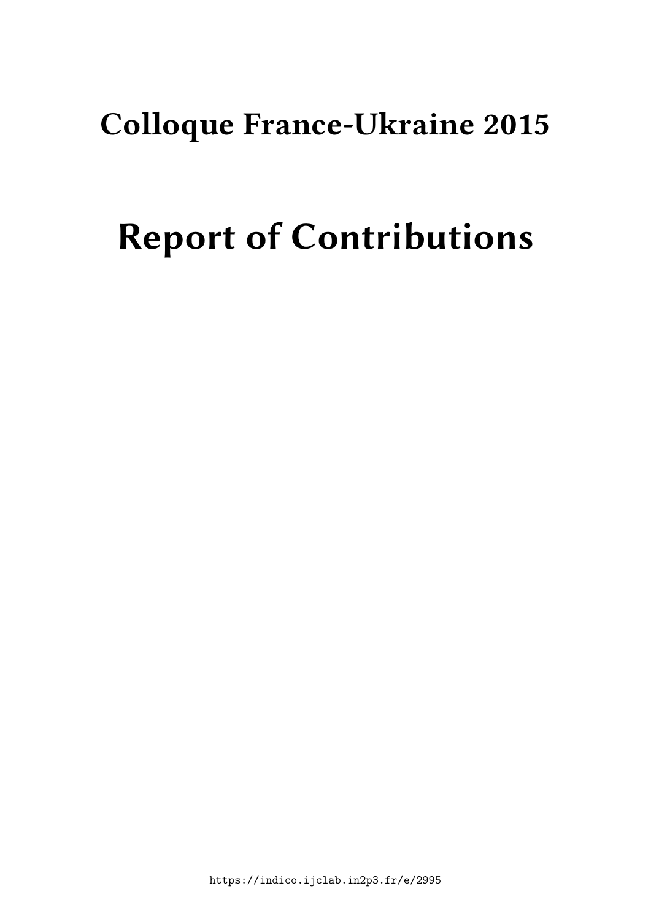# Colloque France-Ukraine 2015

# Report of Contributions

https://indico.ijclab.in2p3.fr/e/2995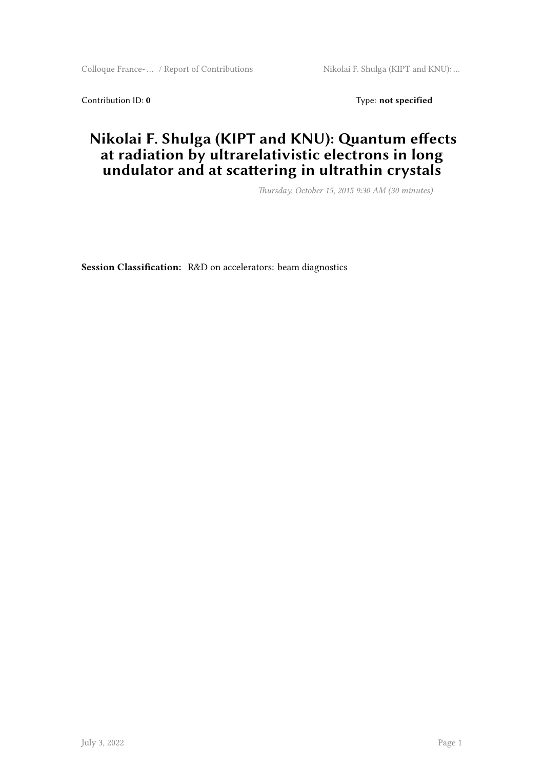Contribution ID: **0** Type: **not specified**

# Nikolai F. Shulga (KIPT and KNU): Quantum effects at radiation by ultrarelativistic electrons in long undulator and at scattering in ultrathin crystals

*Thursday, October 15, 2015 9:30 AM (30 minutes)*

**Session Classification:** R&D on accelerators: beam diagnostics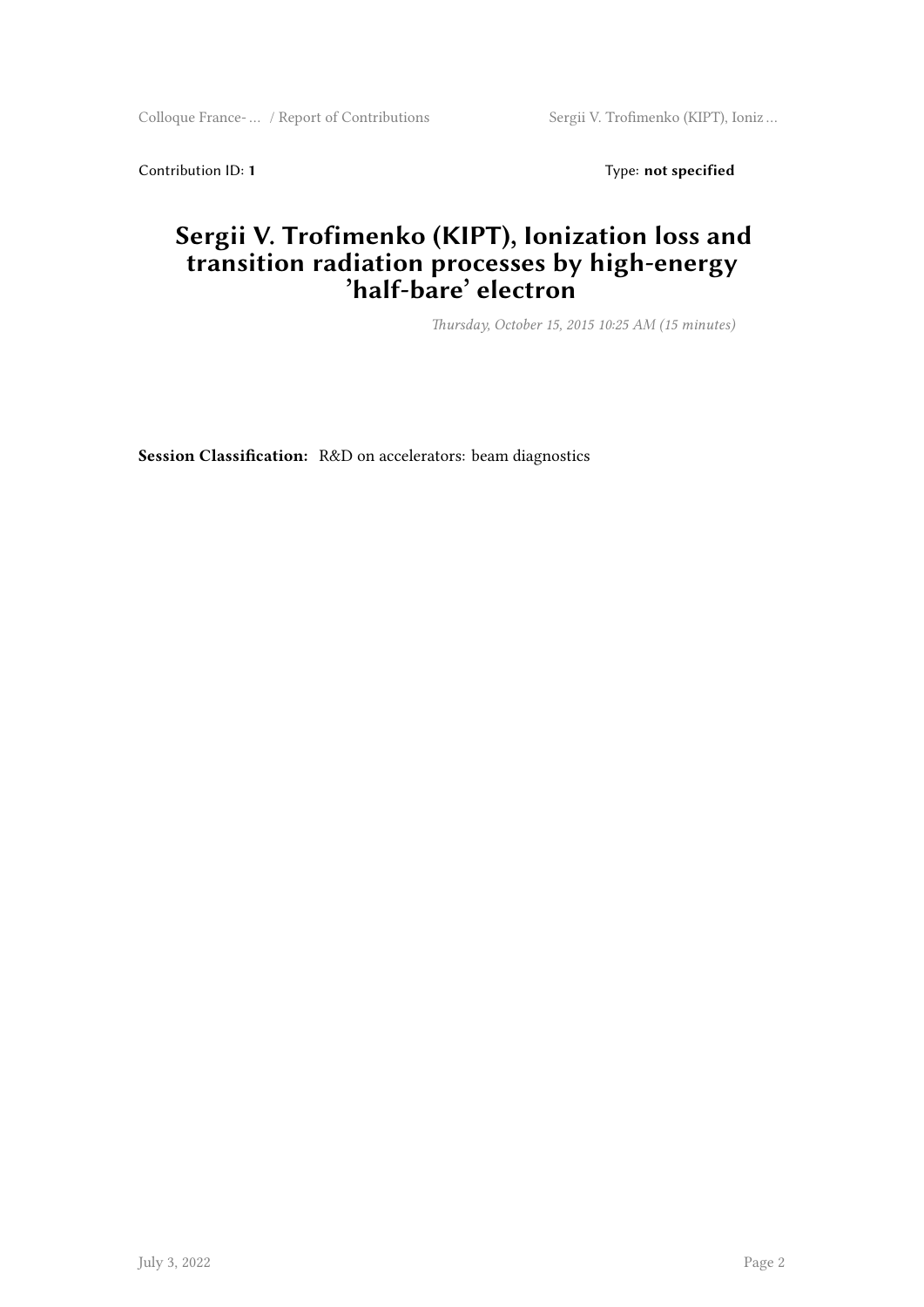Contribution ID: **1** Type: **not specified**

# Sergii V. Trofimenko (KIPT), Ionization loss and transition radiation processes by high-energy 'half-bare' electron

*Thursday, October 15, 2015 10:25 AM (15 minutes)*

**Session Classification:** R&D on accelerators: beam diagnostics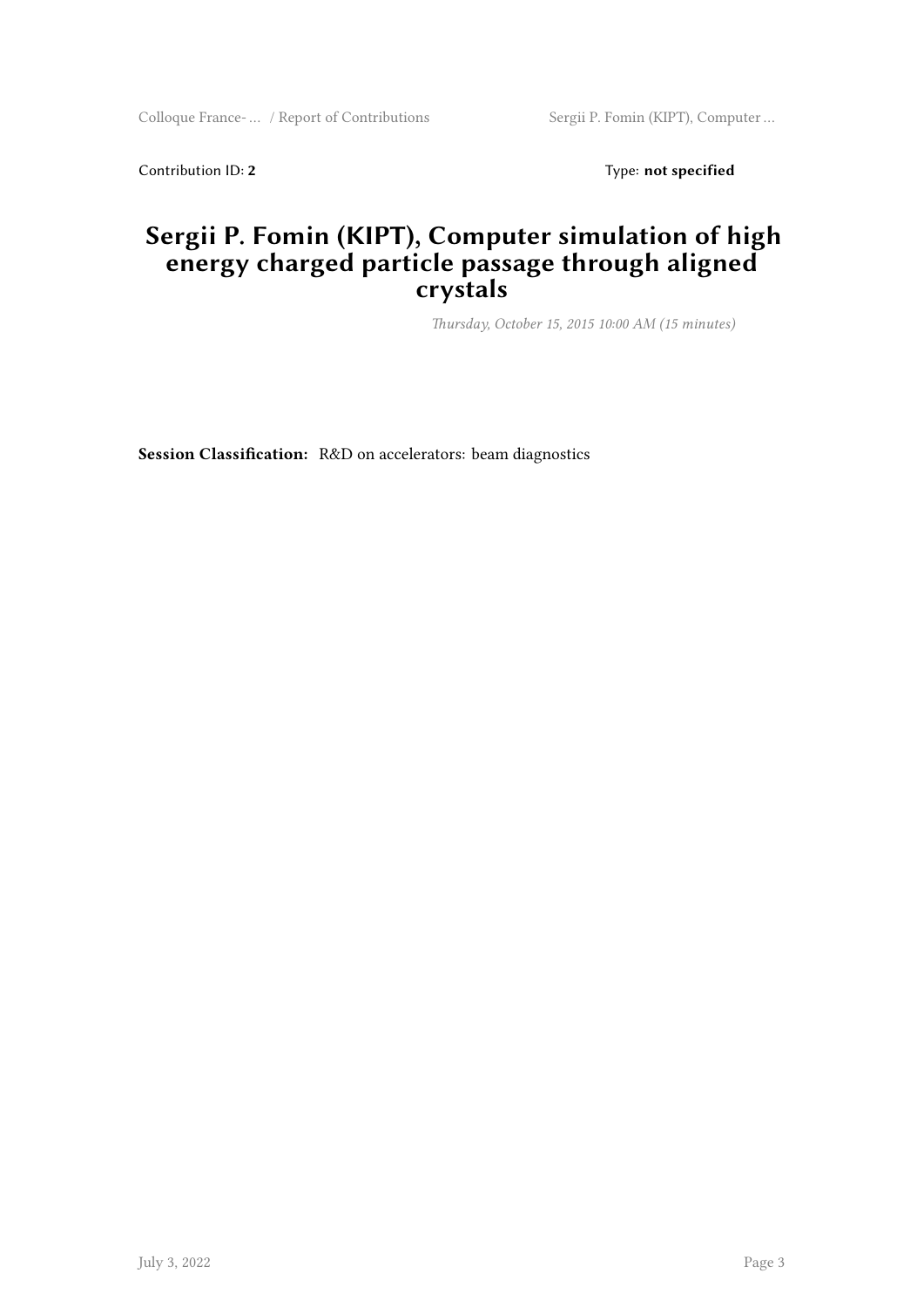Contribution ID: **2** Type: **not specified**

# Sergii P. Fomin (KIPT), Computer simulation of high energy charged particle passage through aligned crystals

*Thursday, October 15, 2015 10:00 AM (15 minutes)*

**Session Classification:** R&D on accelerators: beam diagnostics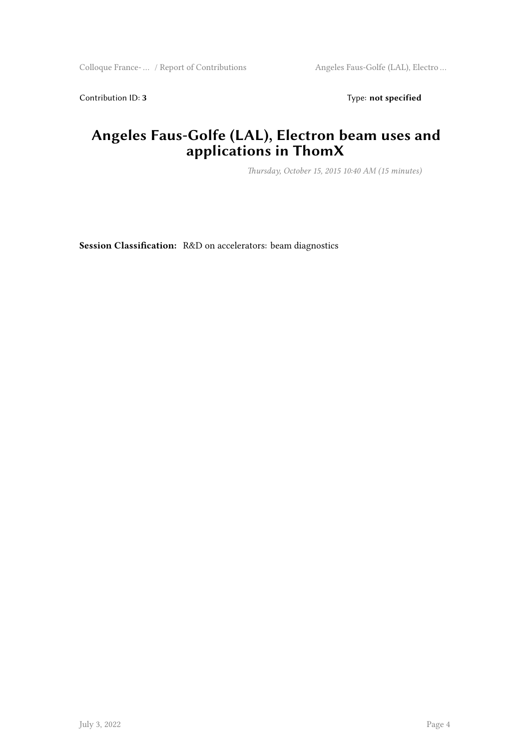Contribution ID: **3** Type: **not specified**

# Angeles Faus-Golfe (LAL), Electron beam uses and applications in ThomX

*Thursday, October 15, 2015 10:40 AM (15 minutes)*

**Session Classification:** R&D on accelerators: beam diagnostics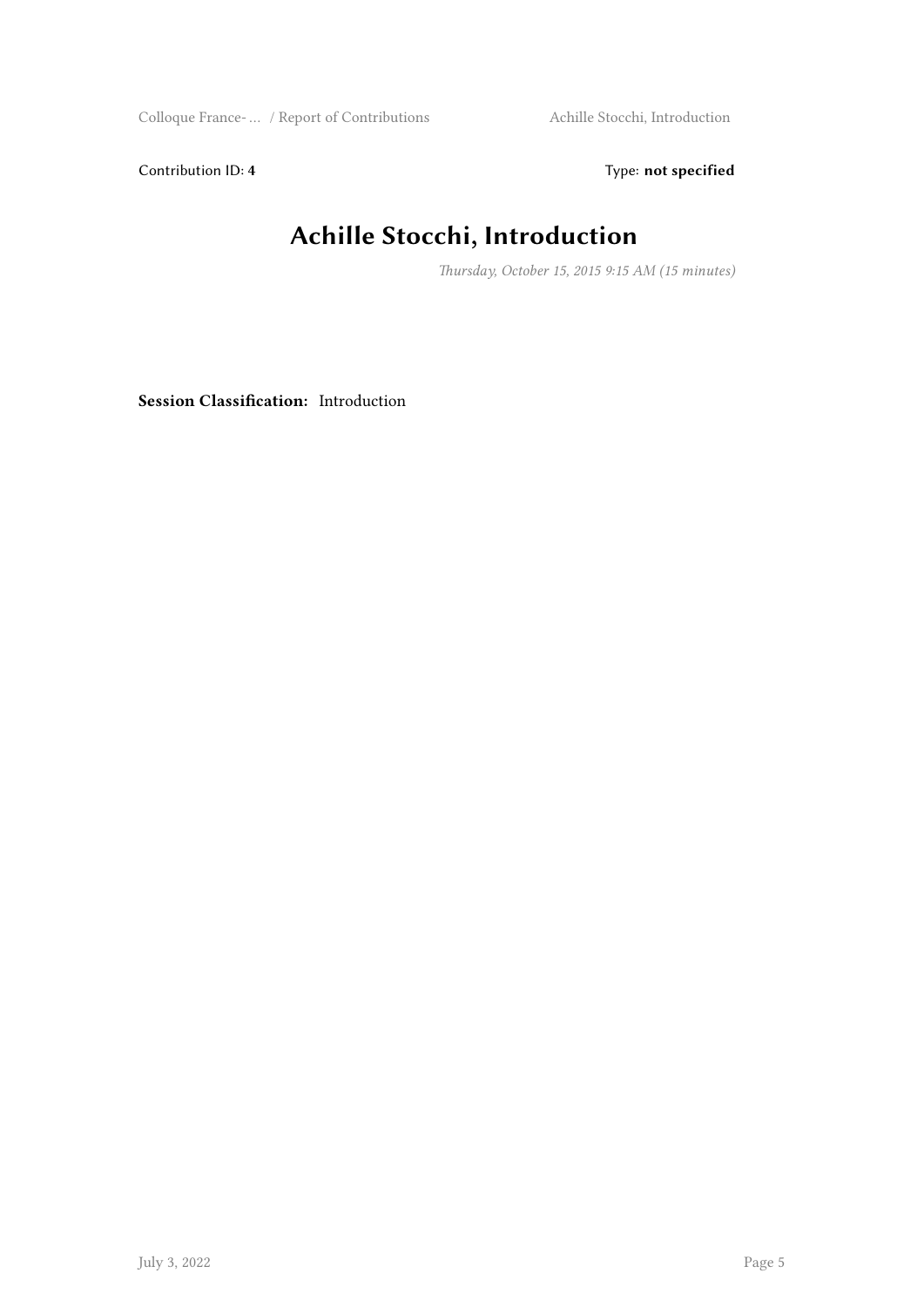Contribution ID: 4 Type: **not specified**

# Achille Stocchi, Introduction

*Thursday, October 15, 2015 9:15 AM (15 minutes)*

**Session Classification:** Introduction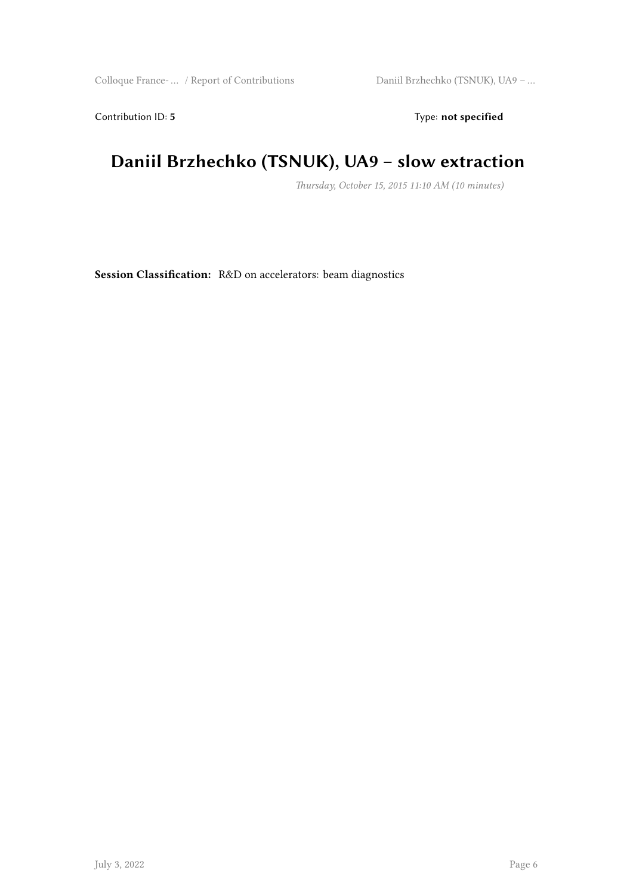Contribution ID: **5** Type: **not specified**

# Daniil Brzhechko (TSNUK), UA9 – slow extraction

*Thursday, October 15, 2015 11:10 AM (10 minutes)*

**Session Classification:** R&D on accelerators: beam diagnostics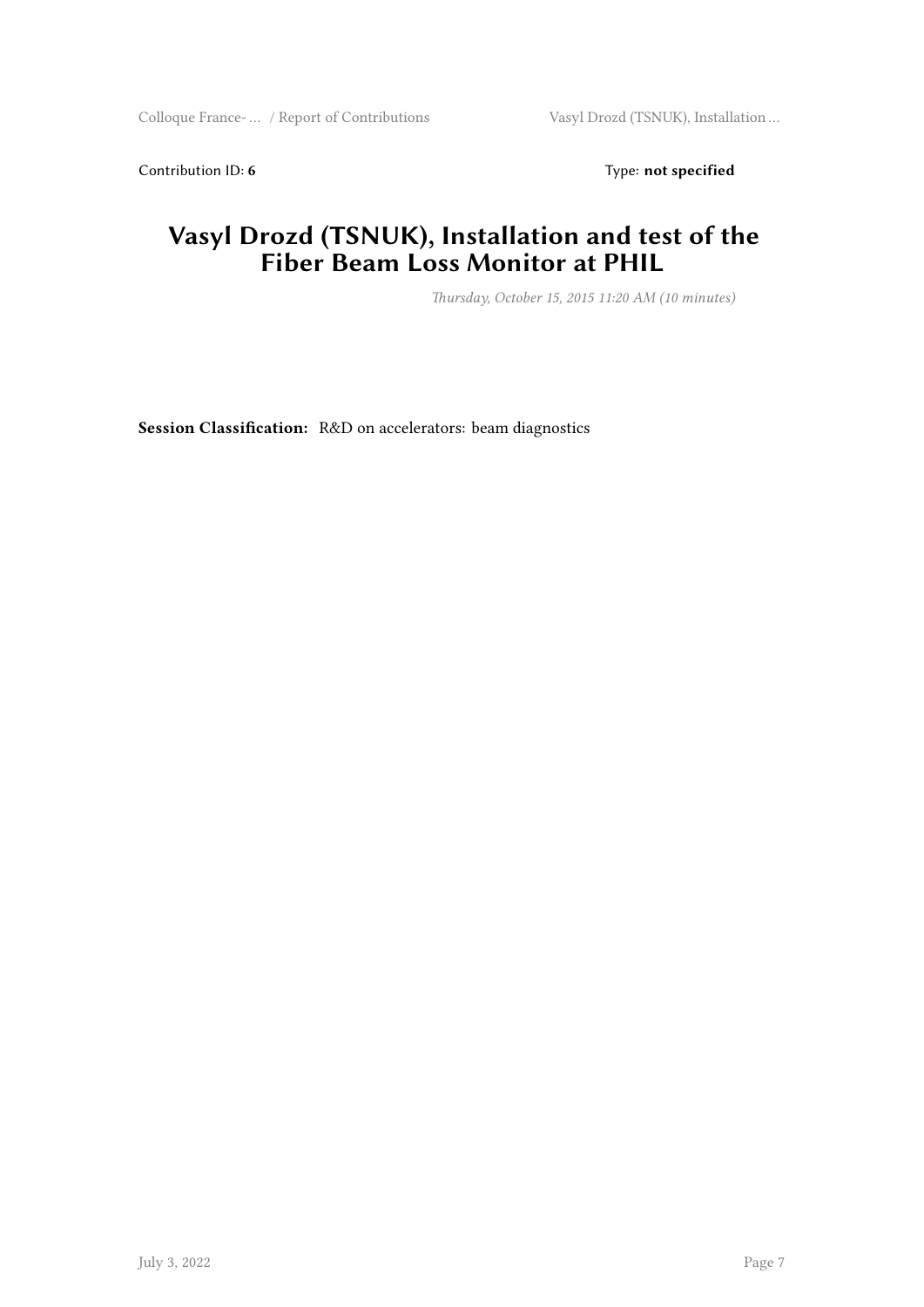Contribution ID: **6** Type: **not specified**

# Vasyl Drozd (TSNUK), Installation and test of the Fiber Beam Loss Monitor at PHIL

*Thursday, October 15, 2015 11:20 AM (10 minutes)*

**Session Classification:** R&D on accelerators: beam diagnostics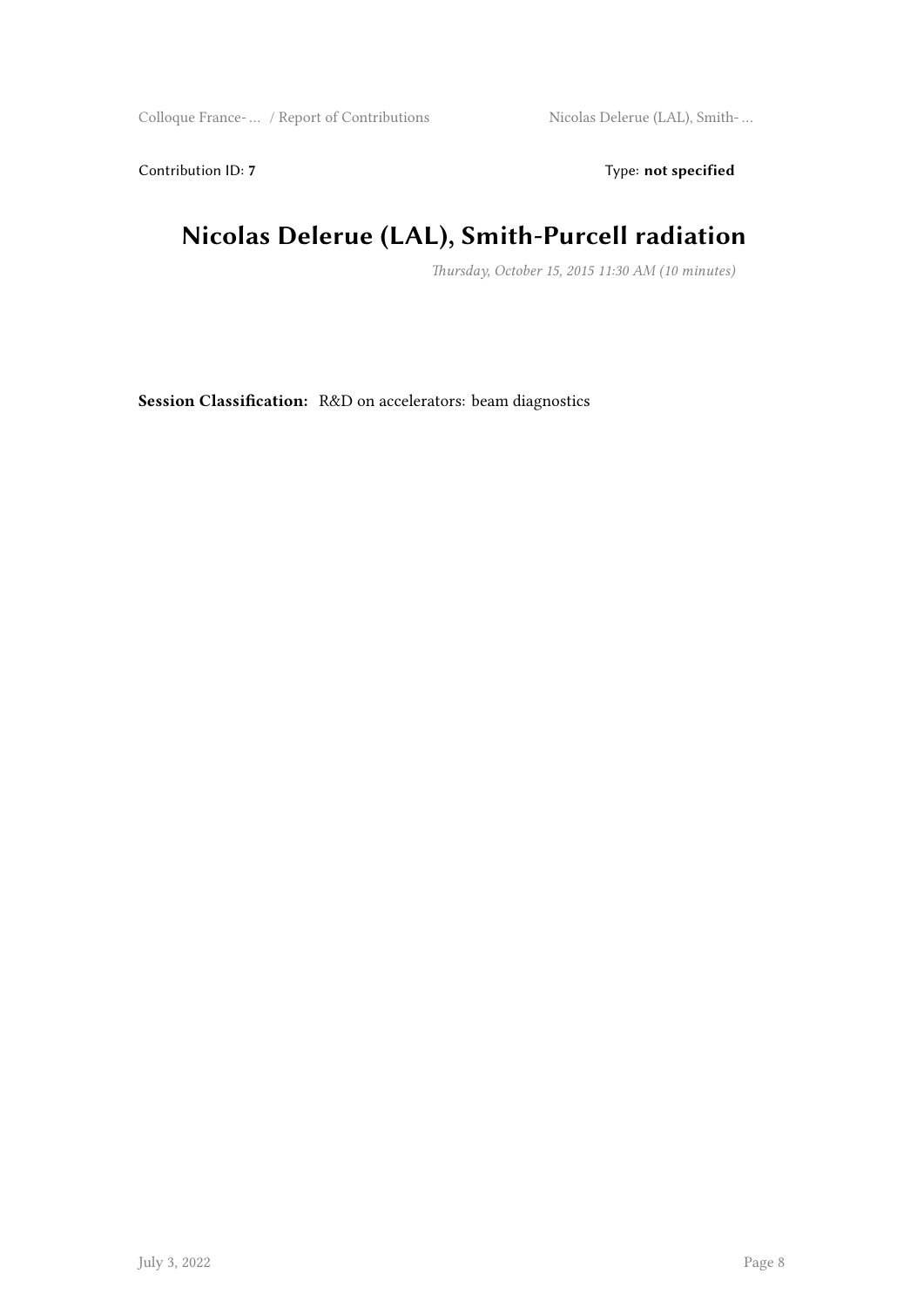Contribution ID: **7** Type: **not specified**

# Nicolas Delerue (LAL), Smith-Purcell radiation

*Thursday, October 15, 2015 11:30 AM (10 minutes)*

**Session Classification:** R&D on accelerators: beam diagnostics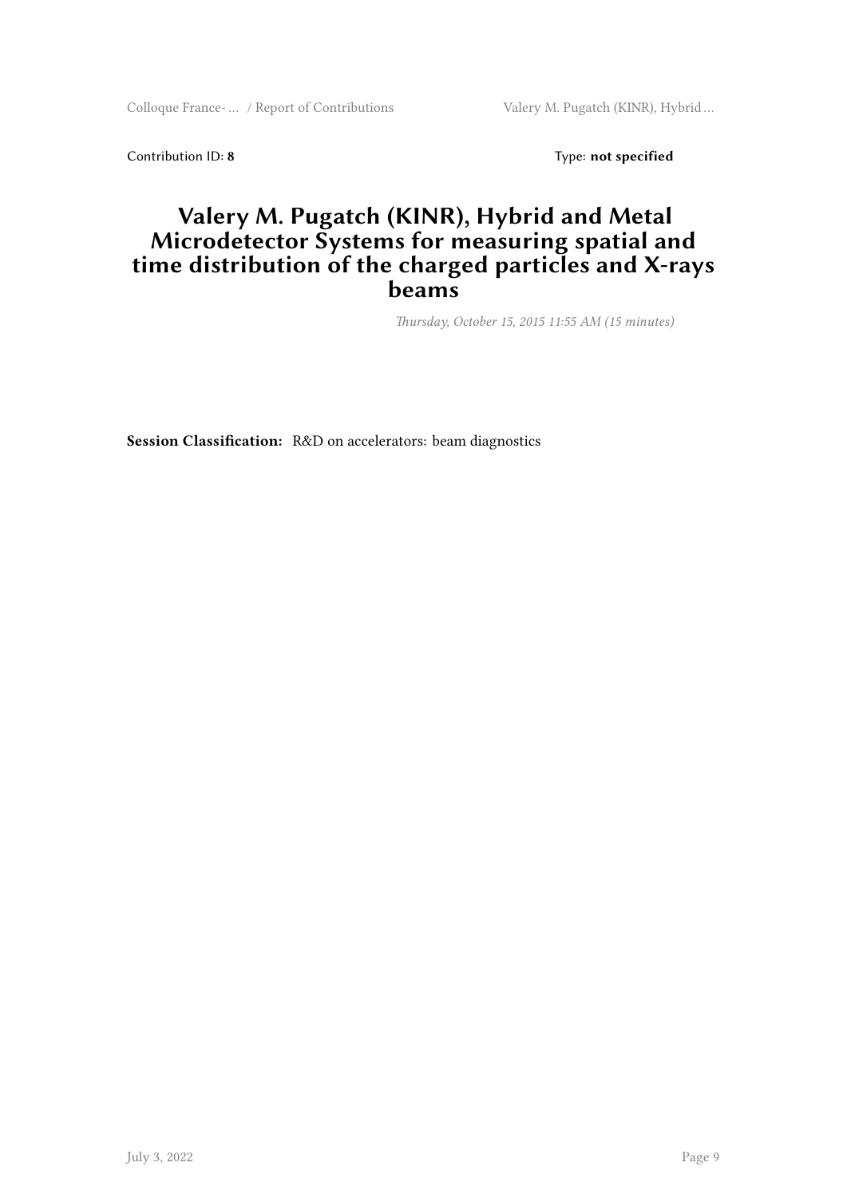Contribution ID: **8** Type: **not specified**

# Valery M. Pugatch (KINR), Hybrid and Metal Microdetector Systems for measuring spatial and time distribution of the charged particles and X-rays beams

*Thursday, October 15, 2015 11:55 AM (15 minutes)*

**Session Classification:** R&D on accelerators: beam diagnostics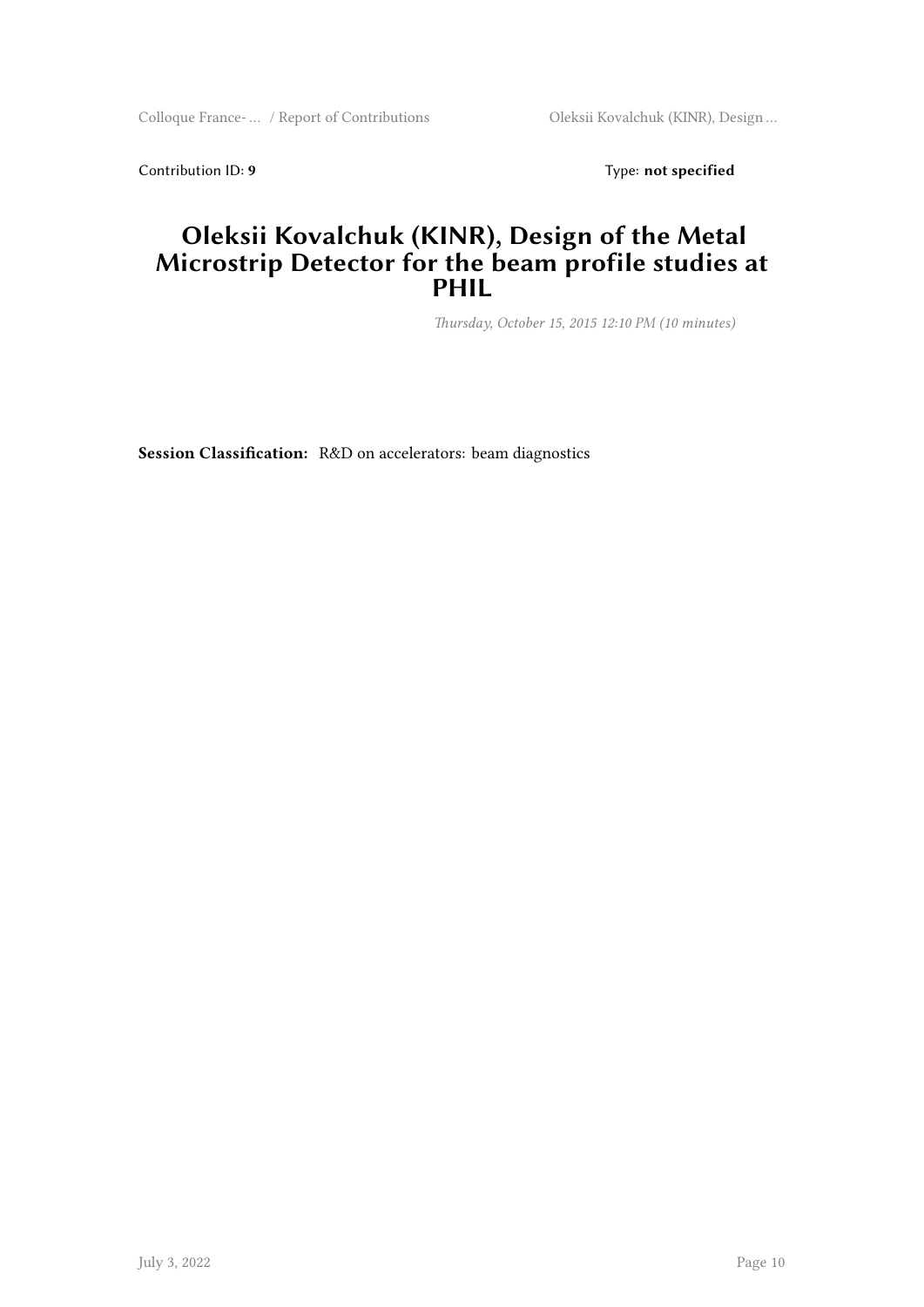Contribution ID: **9** Type: **not specified**

# Oleksii Kovalchuk (KINR), Design of the Metal Microstrip Detector for the beam profile studies at PHIL

*Thursday, October 15, 2015 12:10 PM (10 minutes)*

**Session Classification:** R&D on accelerators: beam diagnostics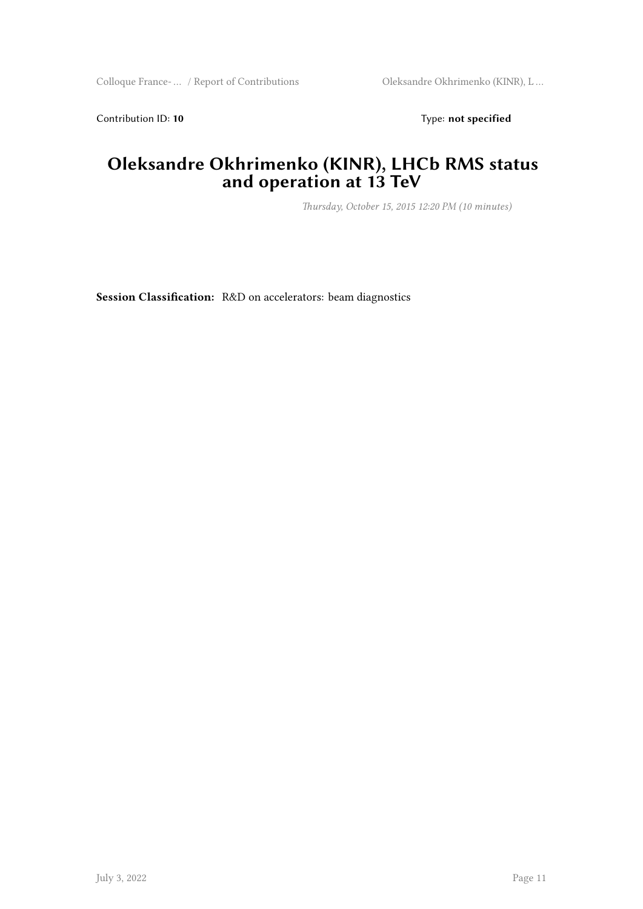Contribution ID: **10** Type: **not specified**

# Oleksandre Okhrimenko (KINR), LHCb RMS status and operation at 13 TeV

*Thursday, October 15, 2015 12:20 PM (10 minutes)*

**Session Classification:** R&D on accelerators: beam diagnostics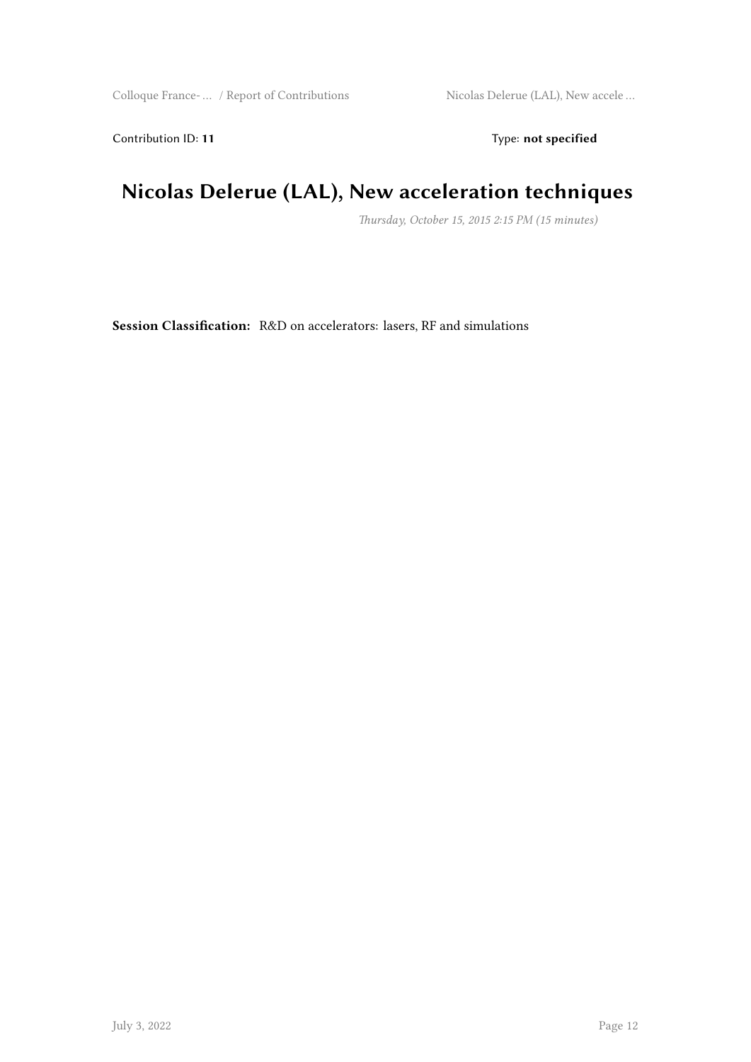Contribution ID: **11** Type: **not specified**

# Nicolas Delerue (LAL), New acceleration techniques

*Thursday, October 15, 2015 2:15 PM (15 minutes)*

**Session Classification:** R&D on accelerators: lasers, RF and simulations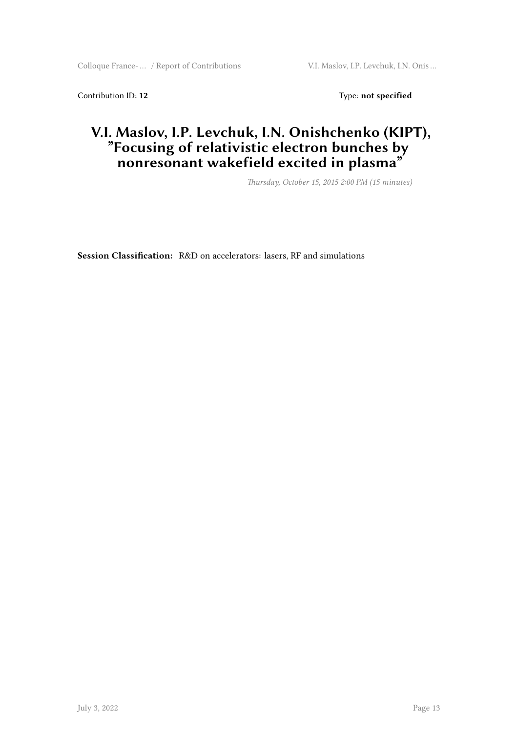Contribution ID: **12** Type: **not specified**

# V.I. Maslov, I.P. Levchuk, I.N. Onishchenko (KIPT), "Focusing of relativistic electron bunches by nonresonant wakefield excited in plasma"

*Thursday, October 15, 2015 2:00 PM (15 minutes)*

**Session Classification:** R&D on accelerators: lasers, RF and simulations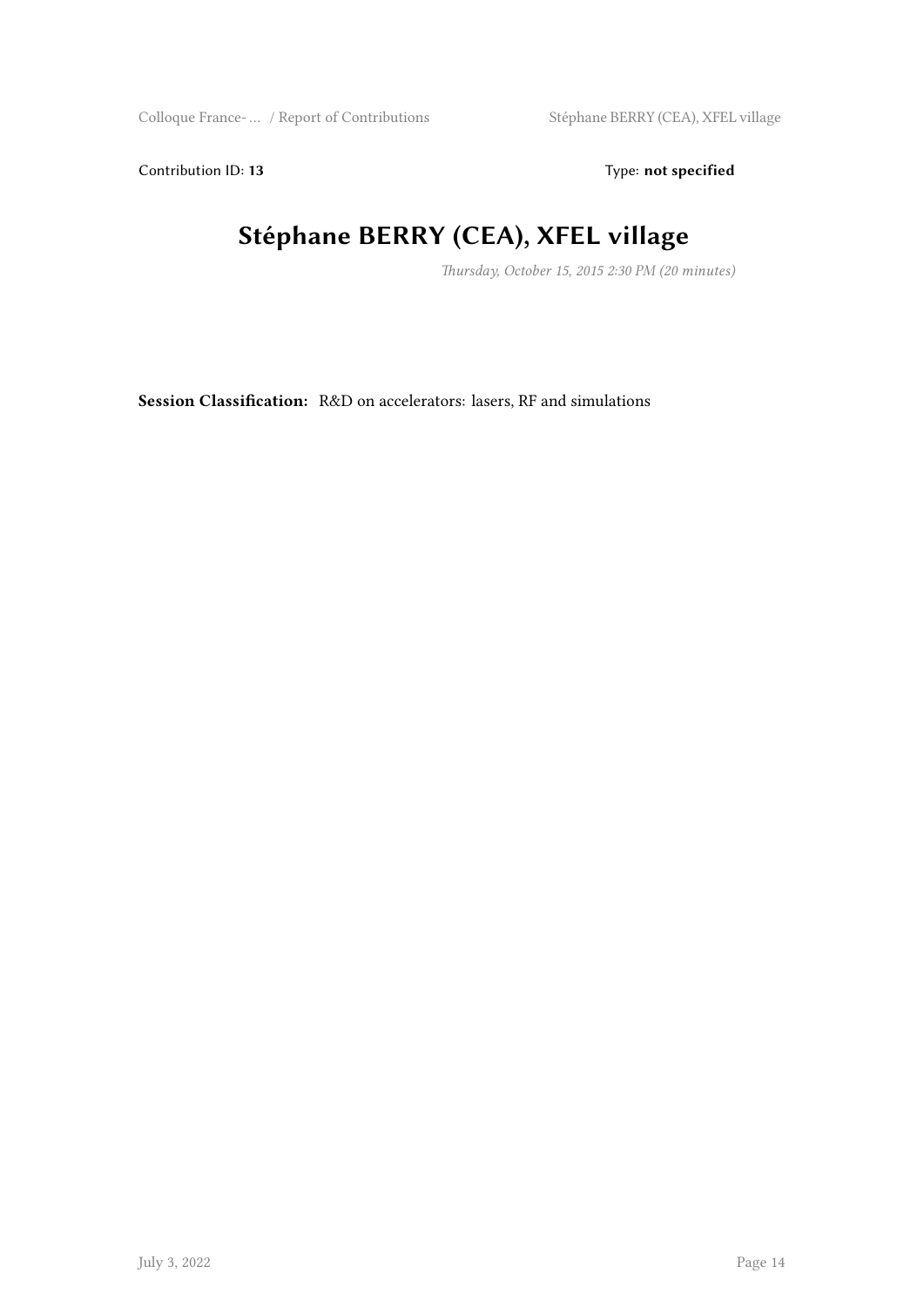Contribution ID: **13**

Type: **not specified**

# Stéphane BERRY (CEA), XFEL village

*Thursday, October 15, 2015 2:30 PM (20 minutes)*

**Session Classification:** R&D on accelerators: lasers, RF and simulations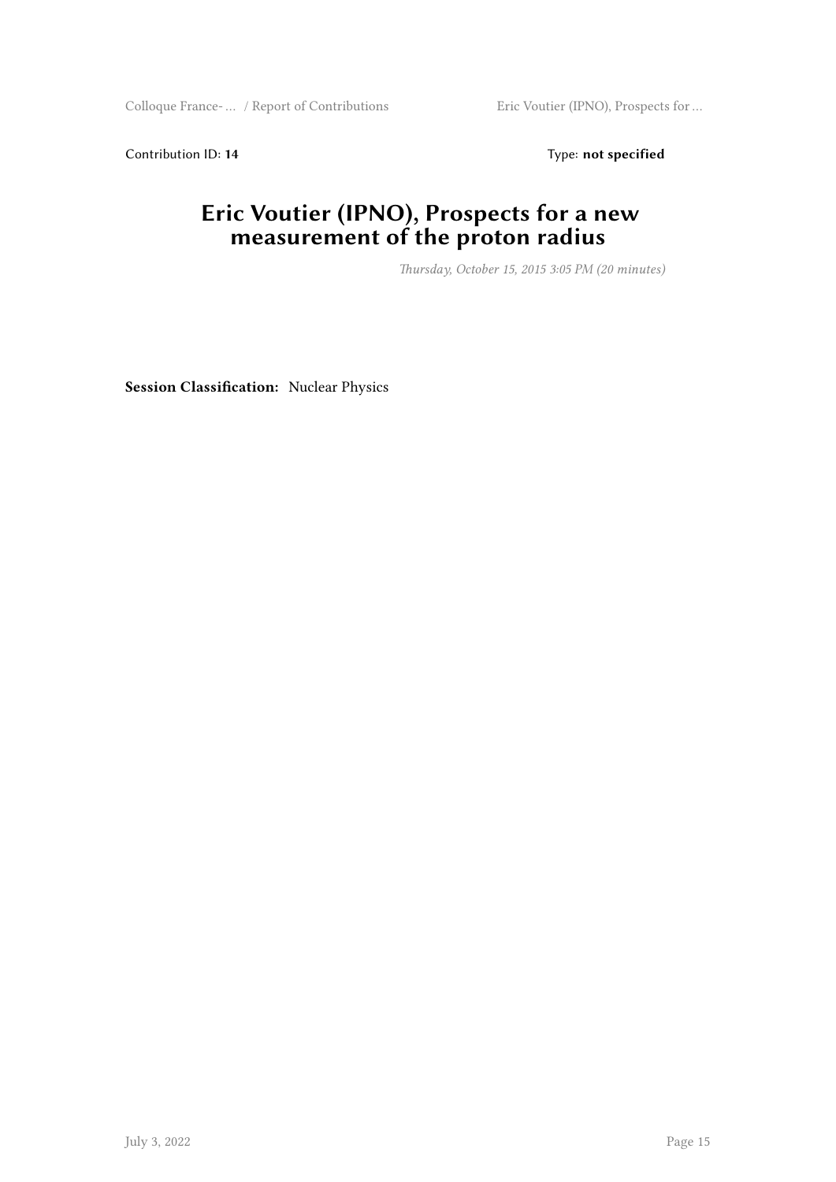Contribution ID: **14** Type: **not specified**

# Eric Voutier (IPNO), Prospects for a new measurement of the proton radius

*Thursday, October 15, 2015 3:05 PM (20 minutes)*

**Session Classification:** Nuclear Physics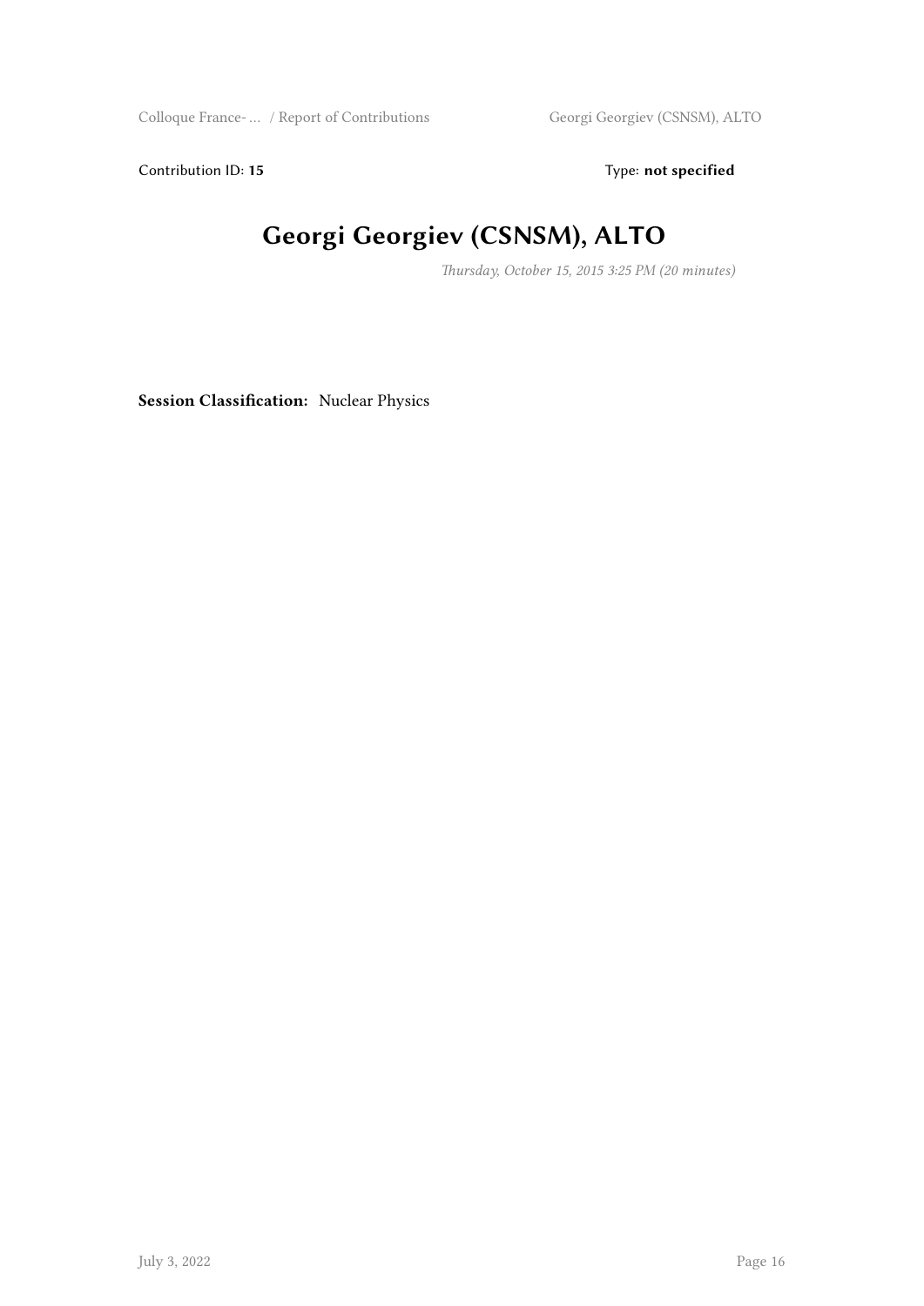Contribution ID: **15** Type: **not specified**

# Georgi Georgiev (CSNSM), ALTO

*Thursday, October 15, 2015 3:25 PM (20 minutes)*

**Session Classification:** Nuclear Physics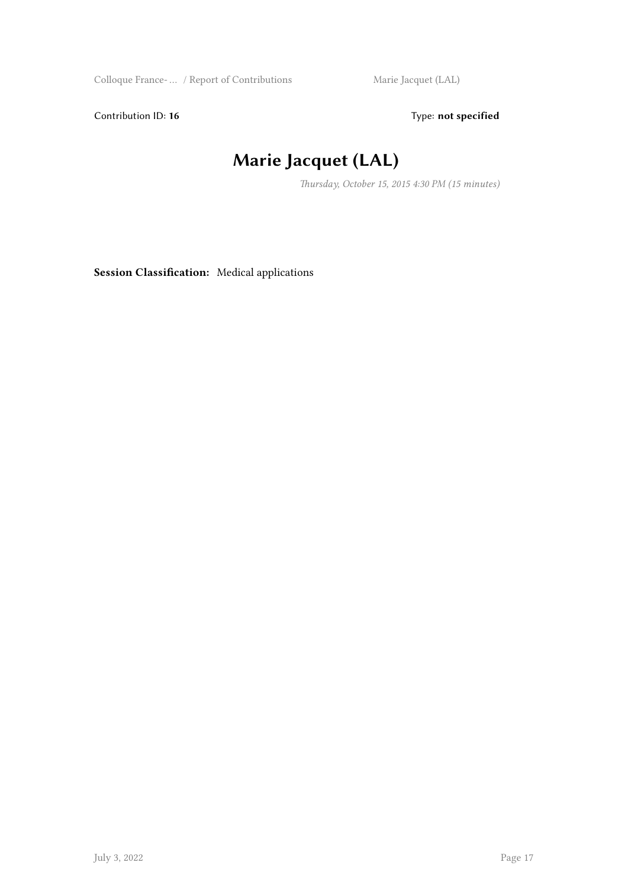Contribution ID: **16**

Type: **not specified**

# Marie Jacquet (LAL)

*Thursday, October 15, 2015 4:30 PM (15 minutes)*

**Session Classification:** Medical applications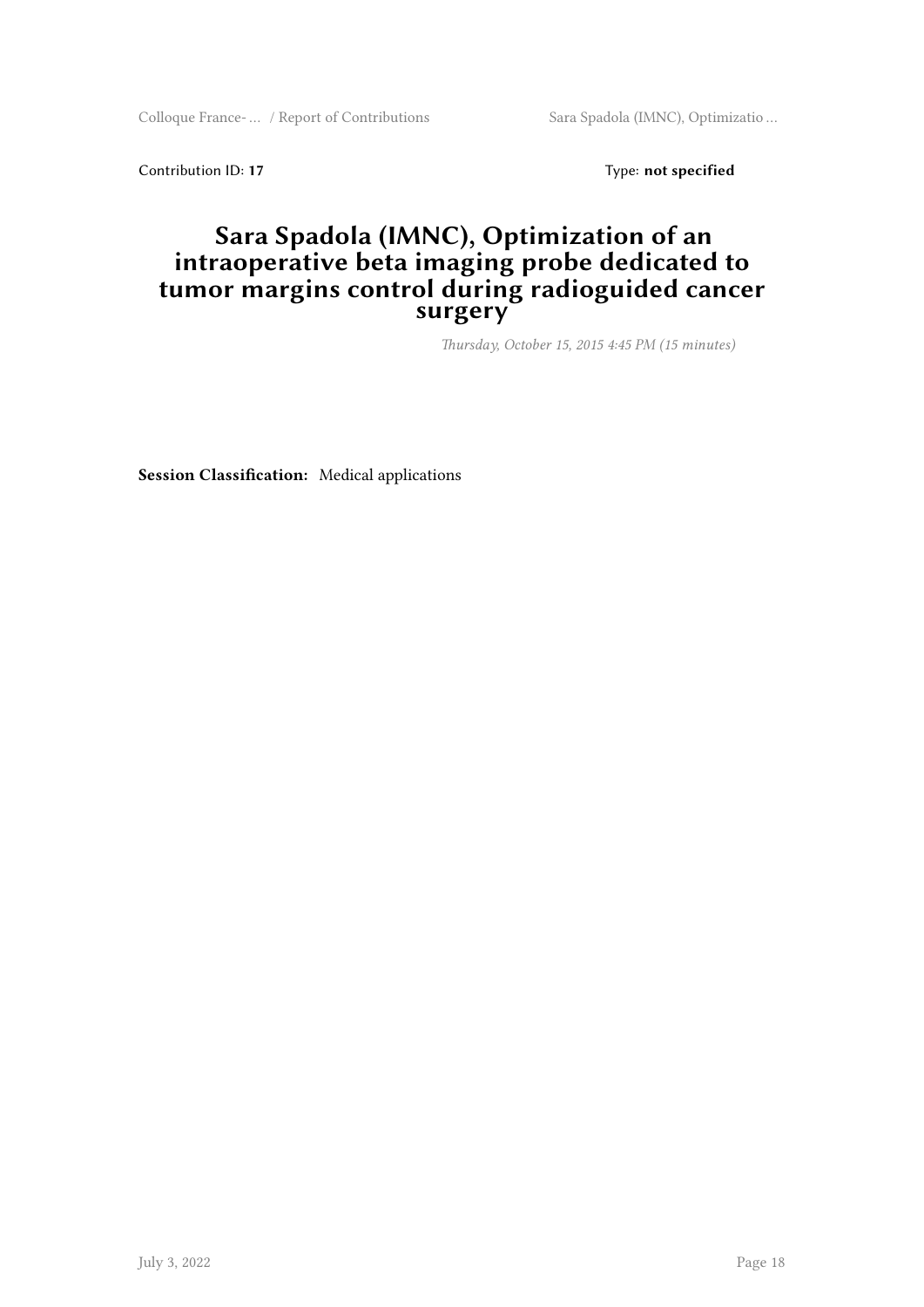Contribution ID: **17** Type: **not specified**

# Sara Spadola (IMNC), Optimization of an intraoperative beta imaging probe dedicated to tumor margins control during radioguided cancer surgery

*Thursday, October 15, 2015 4:45 PM (15 minutes)*

**Session Classification:** Medical applications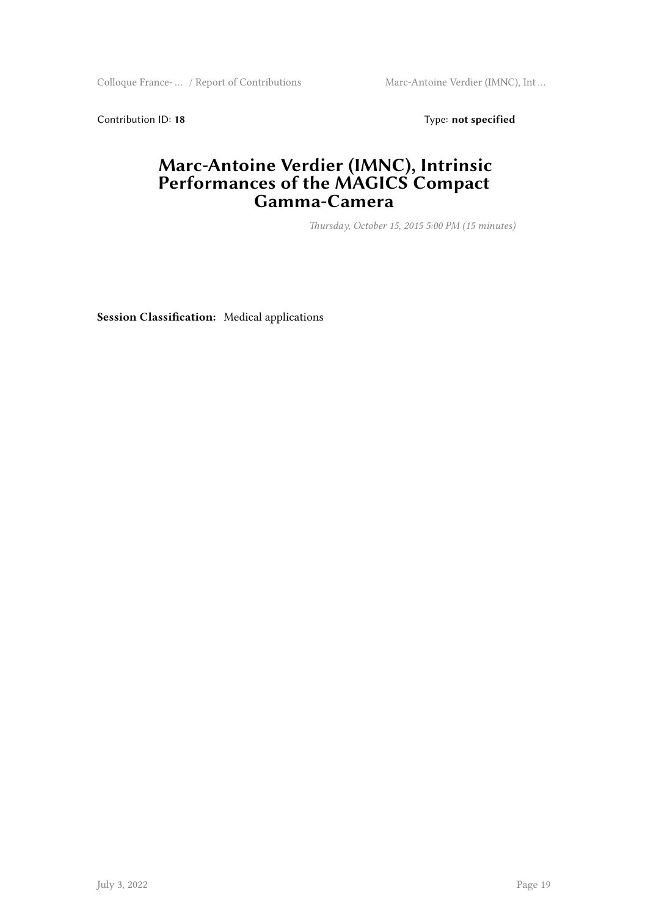Contribution ID: **18** Type: **not specified**

# Marc-Antoine Verdier (IMNC), Intrinsic Performances of the MAGICS Compact Gamma-Camera

*Thursday, October 15, 2015 5:00 PM (15 minutes)*

**Session Classification:** Medical applications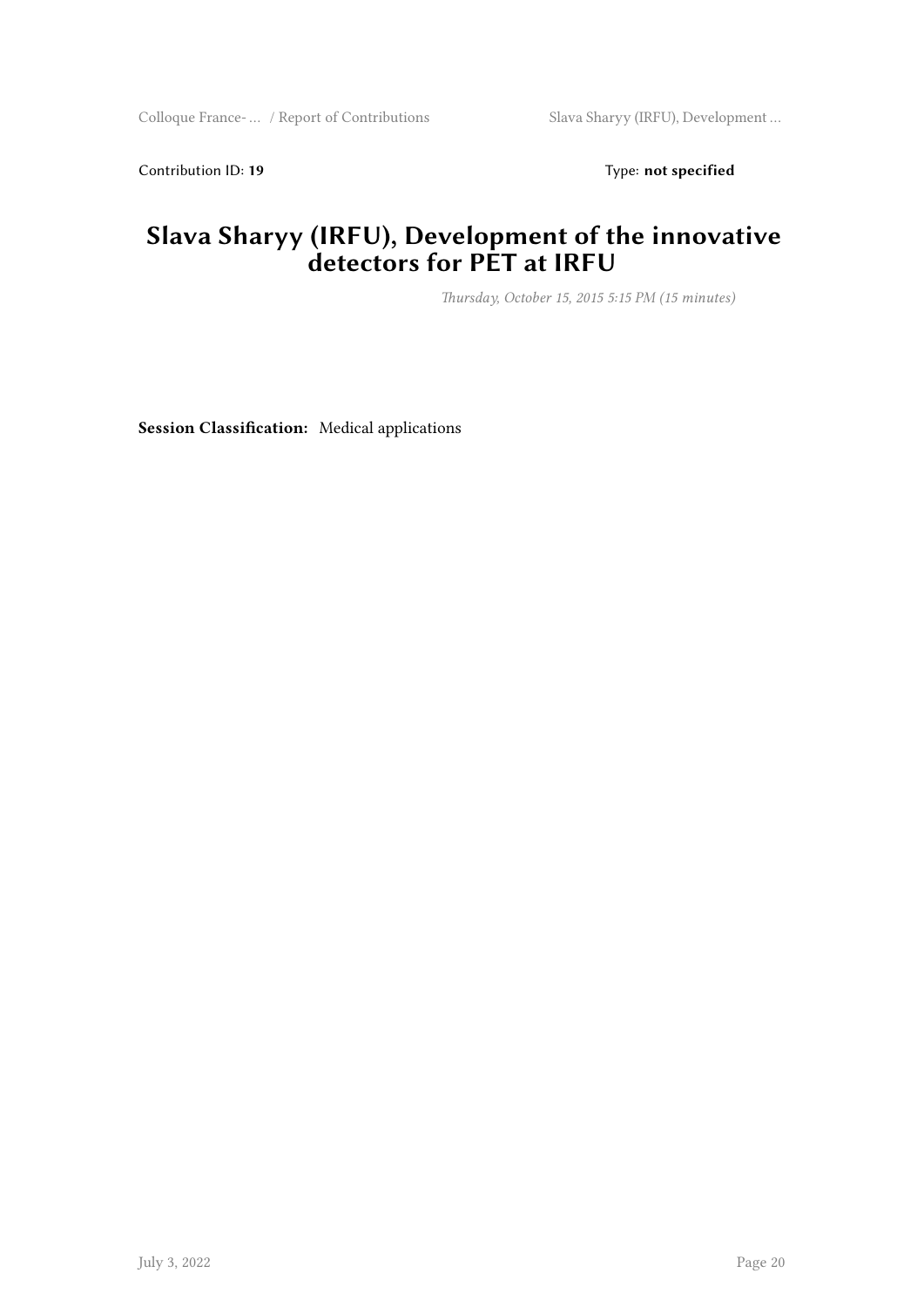Contribution ID: **19** Type: **not specified**

# Slava Sharyy (IRFU), Development of the innovative detectors for PET at IRFU

*Thursday, October 15, 2015 5:15 PM (15 minutes)*

**Session Classification:** Medical applications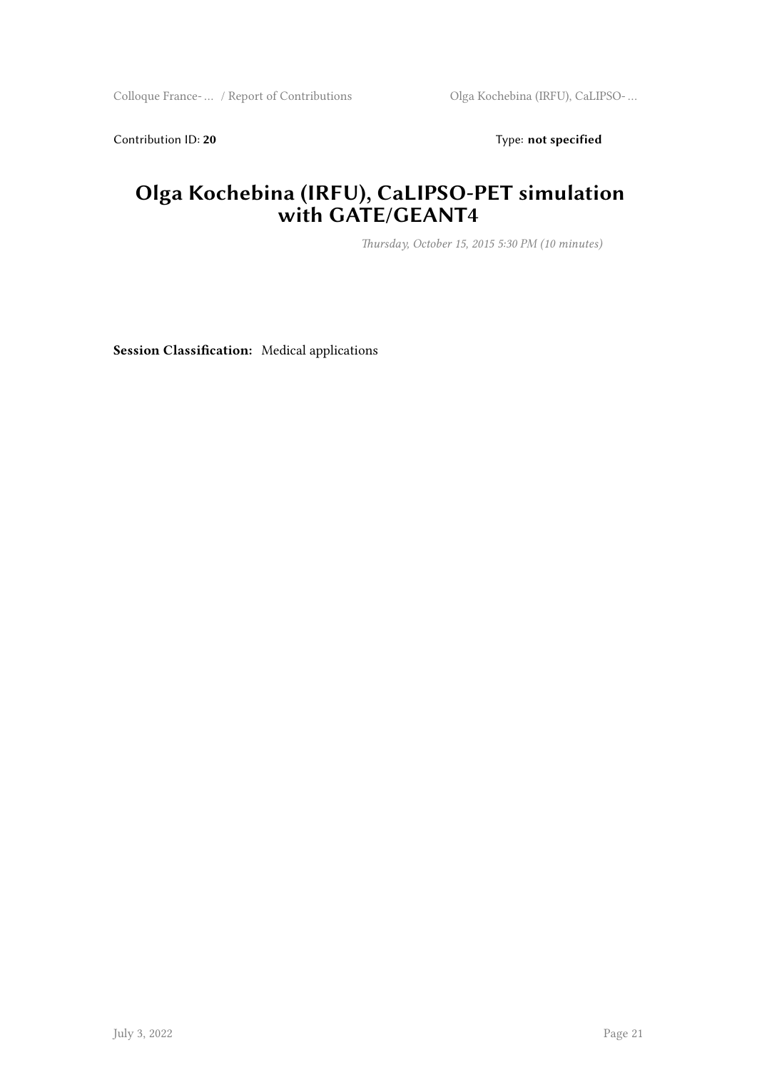Contribution ID: **20** Type: **not specified**

# Olga Kochebina (IRFU), CaLIPSO-PET simulation with GATE/GEANT4

*Thursday, October 15, 2015 5:30 PM (10 minutes)*

**Session Classification:** Medical applications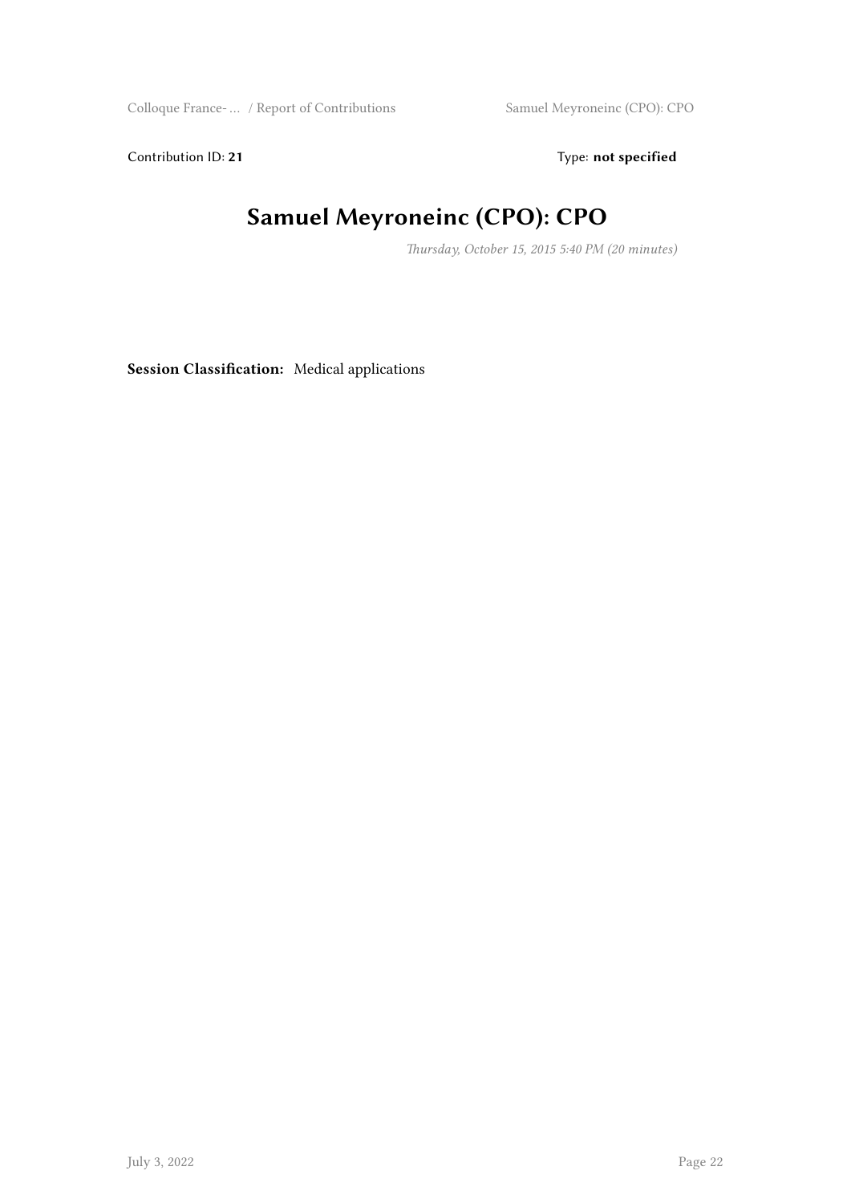Contribution ID: **21** Type: **not specified**

# Samuel Meyroneinc (CPO): CPO

*Thursday, October 15, 2015 5:40 PM (20 minutes)*

**Session Classification:** Medical applications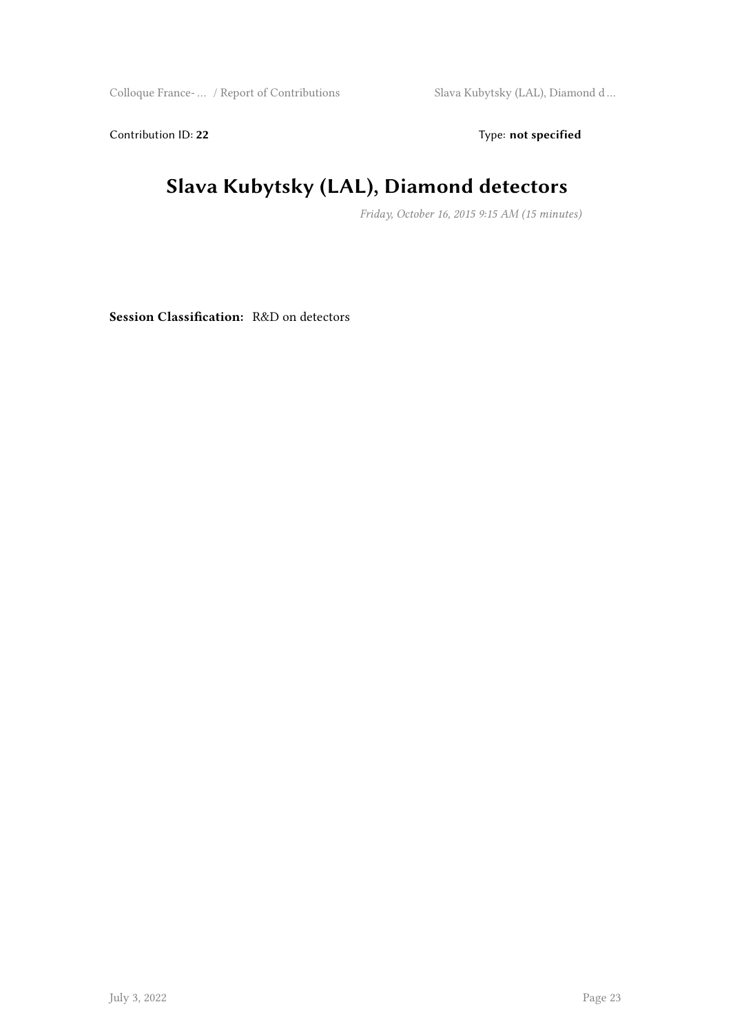Contribution ID: **22** Type: **not specified**

# Slava Kubytsky (LAL), Diamond detectors

*Friday, October 16, 2015 9:15 AM (15 minutes)*

**Session Classification:** R&D on detectors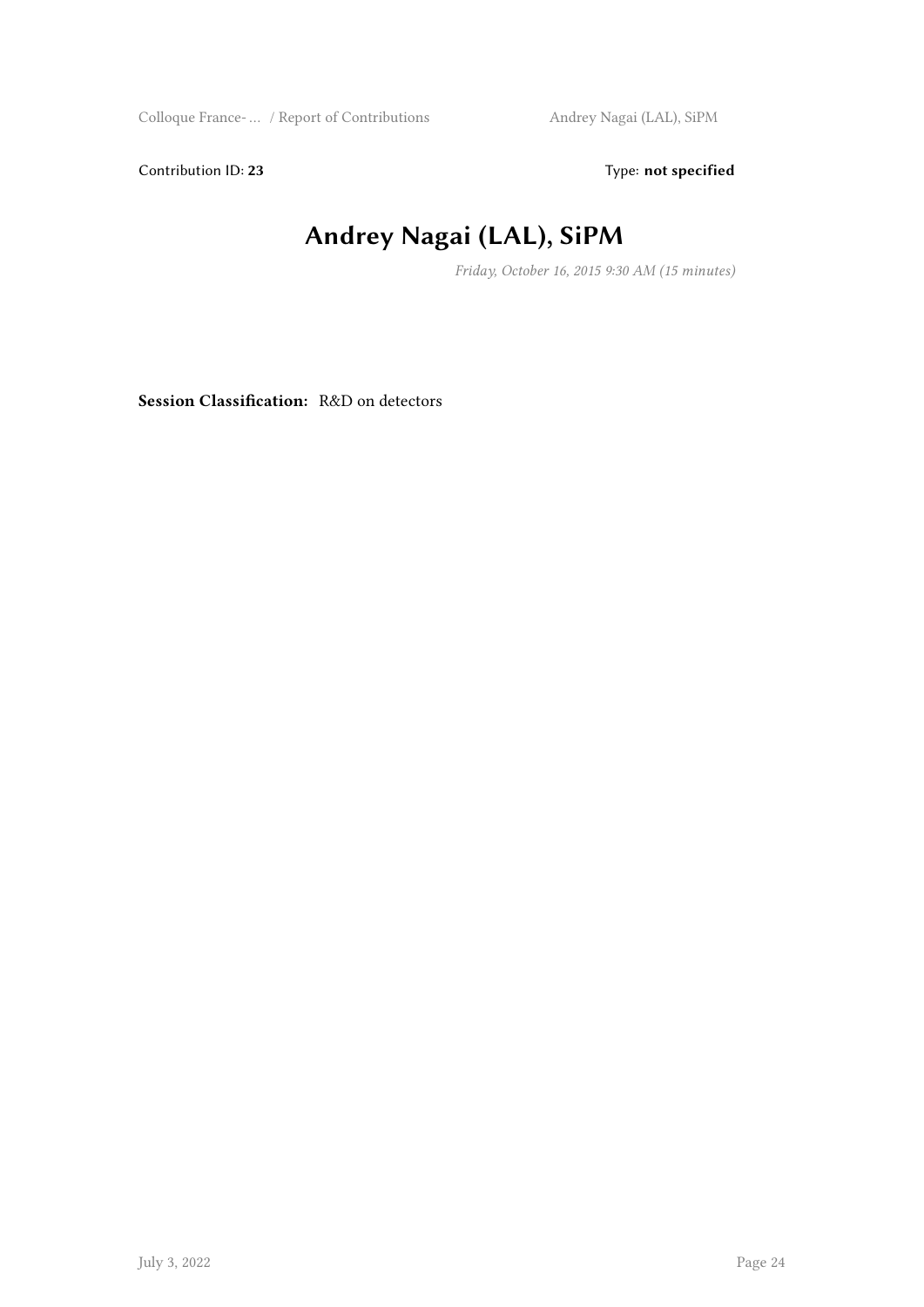Contribution ID: **23** Type: **not specified**

# Andrey Nagai (LAL), SiPM

*Friday, October 16, 2015 9:30 AM (15 minutes)*

**Session Classification:** R&D on detectors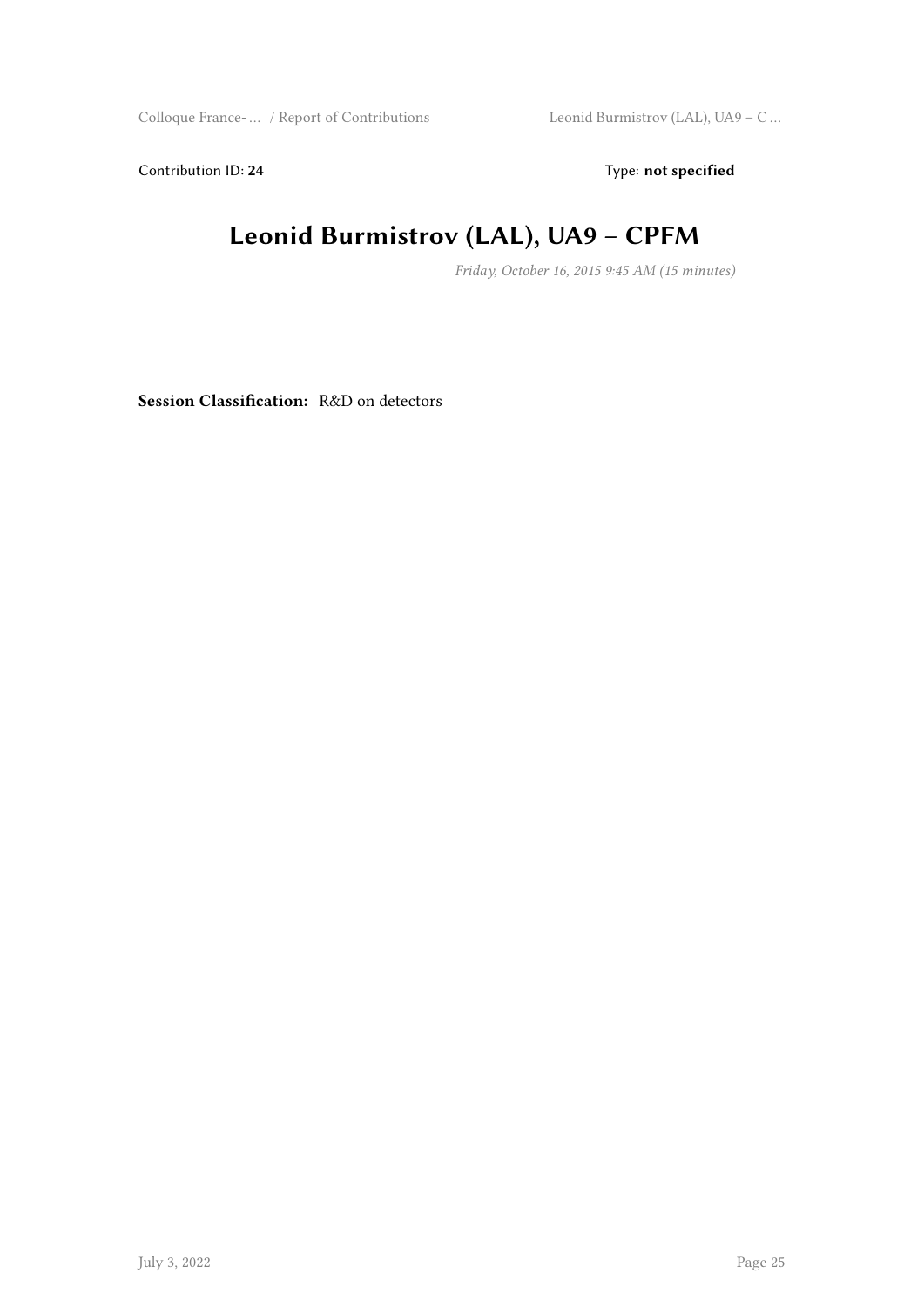Contribution ID: **24** Type: **not specified**

# Leonid Burmistrov (LAL), UA9 – CPFM

*Friday, October 16, 2015 9:45 AM (15 minutes)*

**Session Classification:** R&D on detectors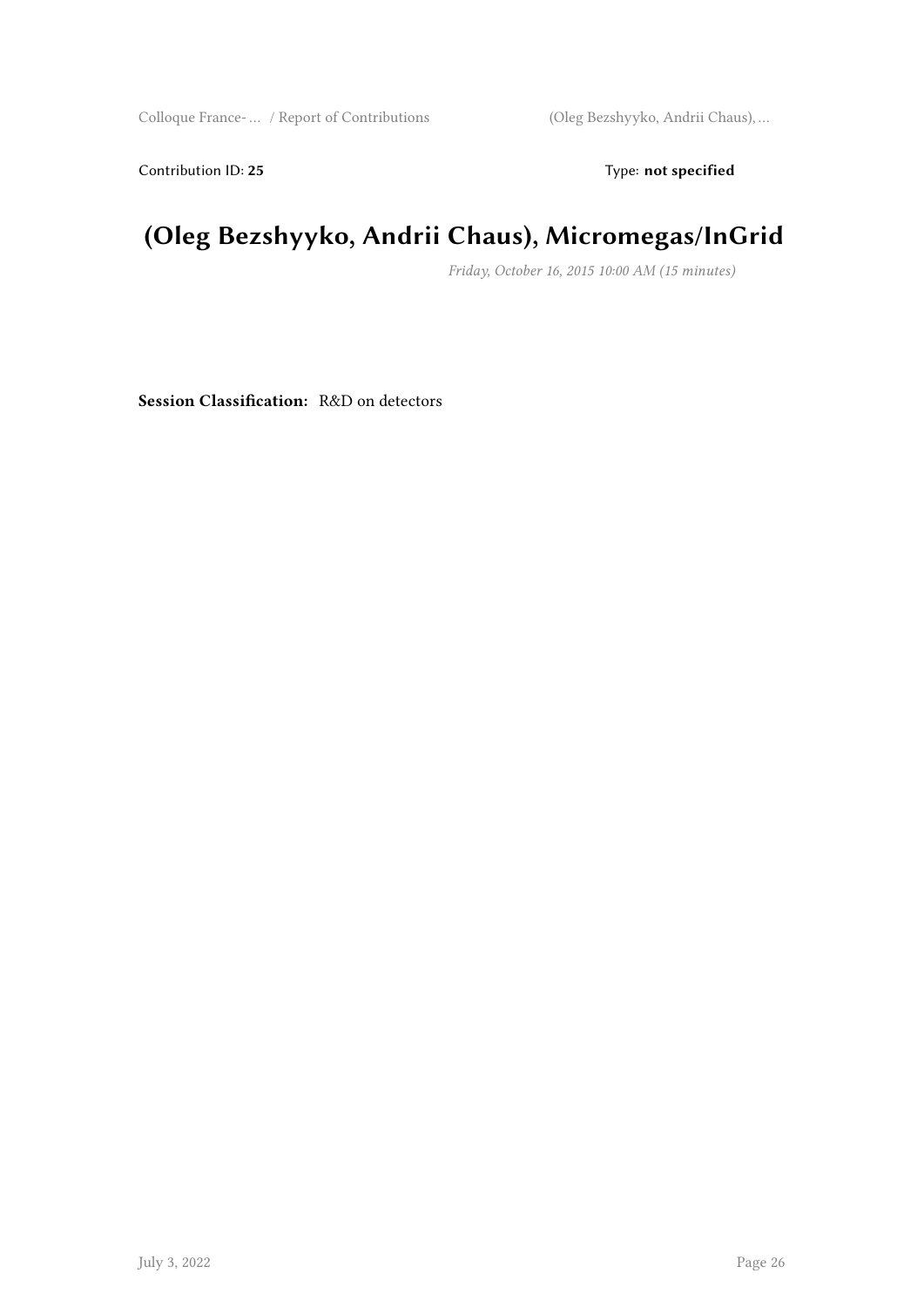Contribution ID: **25** Type: **not specified**

# (Oleg Bezshyyko, Andrii Chaus), Micromegas/InGrid

*Friday, October 16, 2015 10:00 AM (15 minutes)*

**Session Classification:** R&D on detectors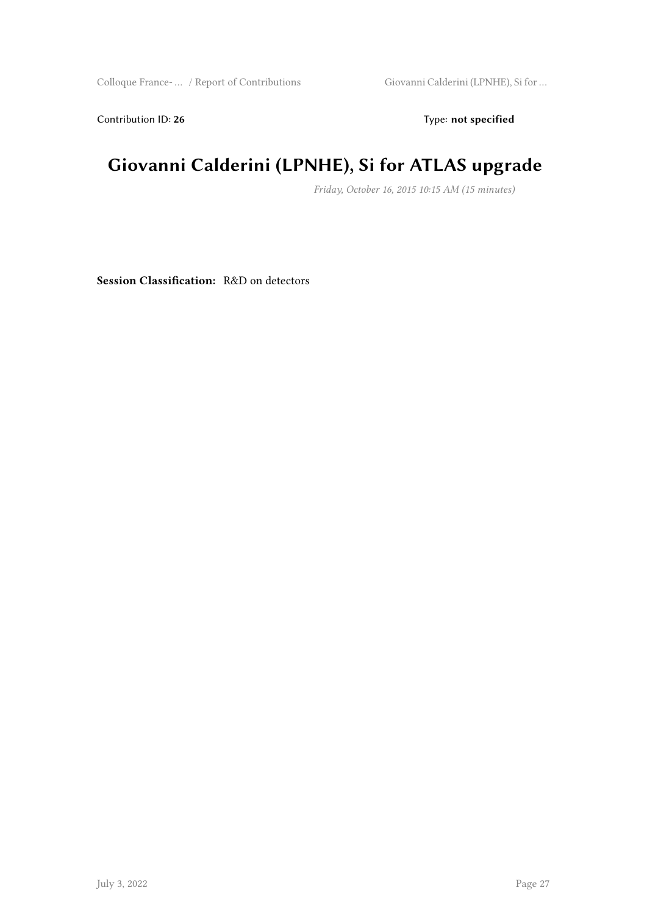Contribution ID: **26** Type: **not specified**

# Giovanni Calderini (LPNHE), Si for ATLAS upgrade

*Friday, October 16, 2015 10:15 AM (15 minutes)*

**Session Classification:** R&D on detectors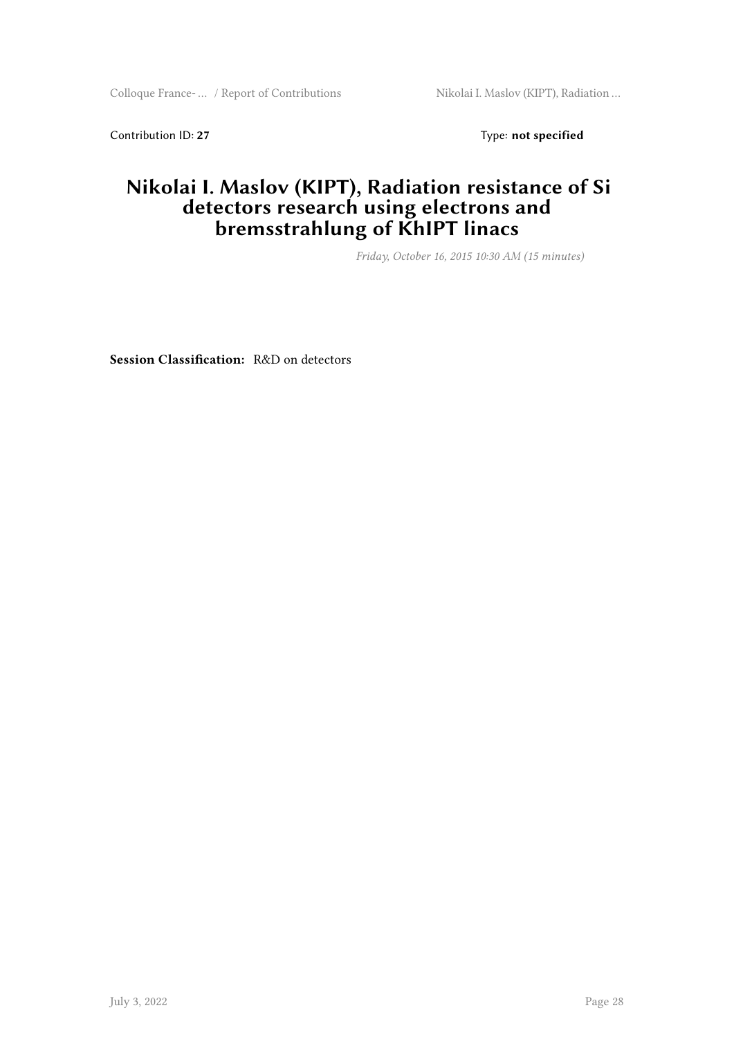Contribution ID: **27** Type: **not specified**

# Nikolai I. Maslov (KIPT), Radiation resistance of Si detectors research using electrons and bremsstrahlung of KhIPT linacs

*Friday, October 16, 2015 10:30 AM (15 minutes)*

**Session Classification:** R&D on detectors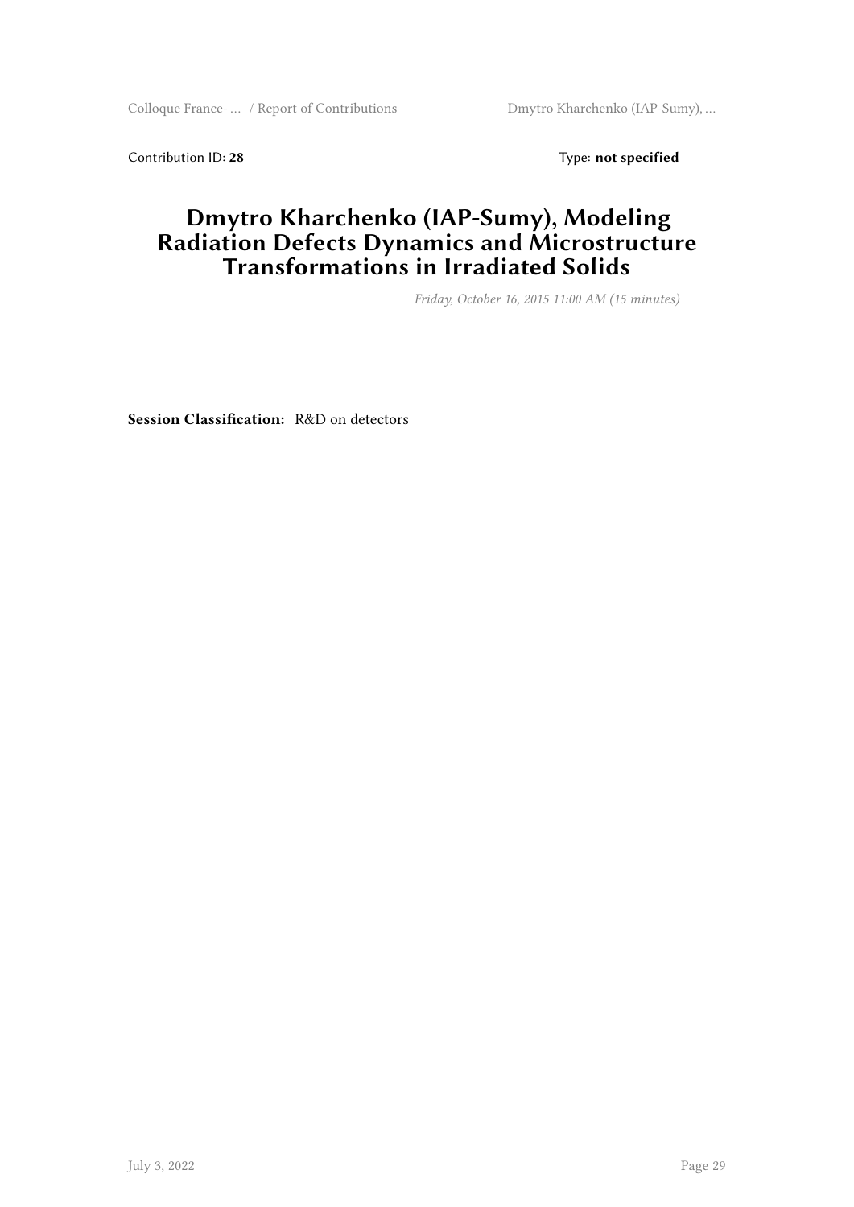Contribution ID: **28** Type: **not specified**

# Dmytro Kharchenko (IAP-Sumy), Modeling Radiation Defects Dynamics and Microstructure Transformations in Irradiated Solids

*Friday, October 16, 2015 11:00 AM (15 minutes)*

**Session Classification:** R&D on detectors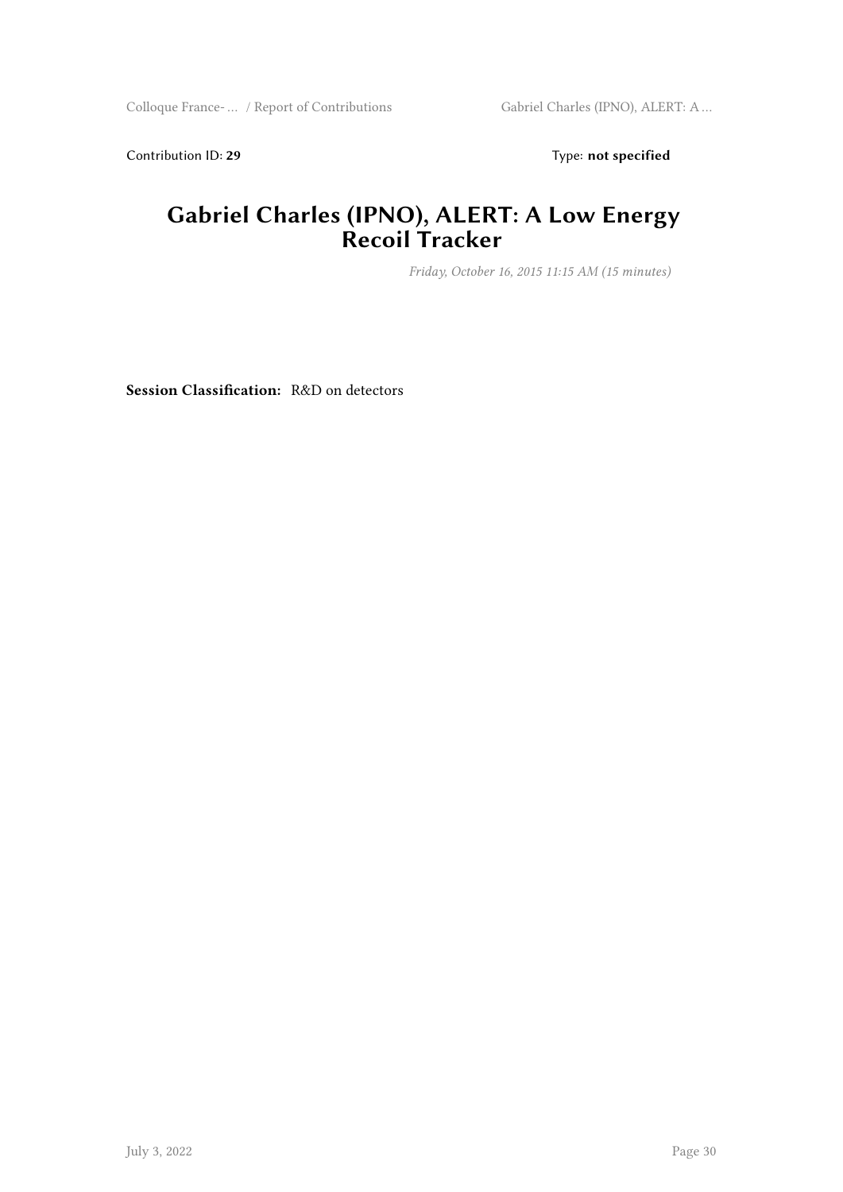Contribution ID: **29** Type: **not specified**

# Gabriel Charles (IPNO), ALERT: A Low Energy Recoil Tracker

*Friday, October 16, 2015 11:15 AM (15 minutes)*

**Session Classification:** R&D on detectors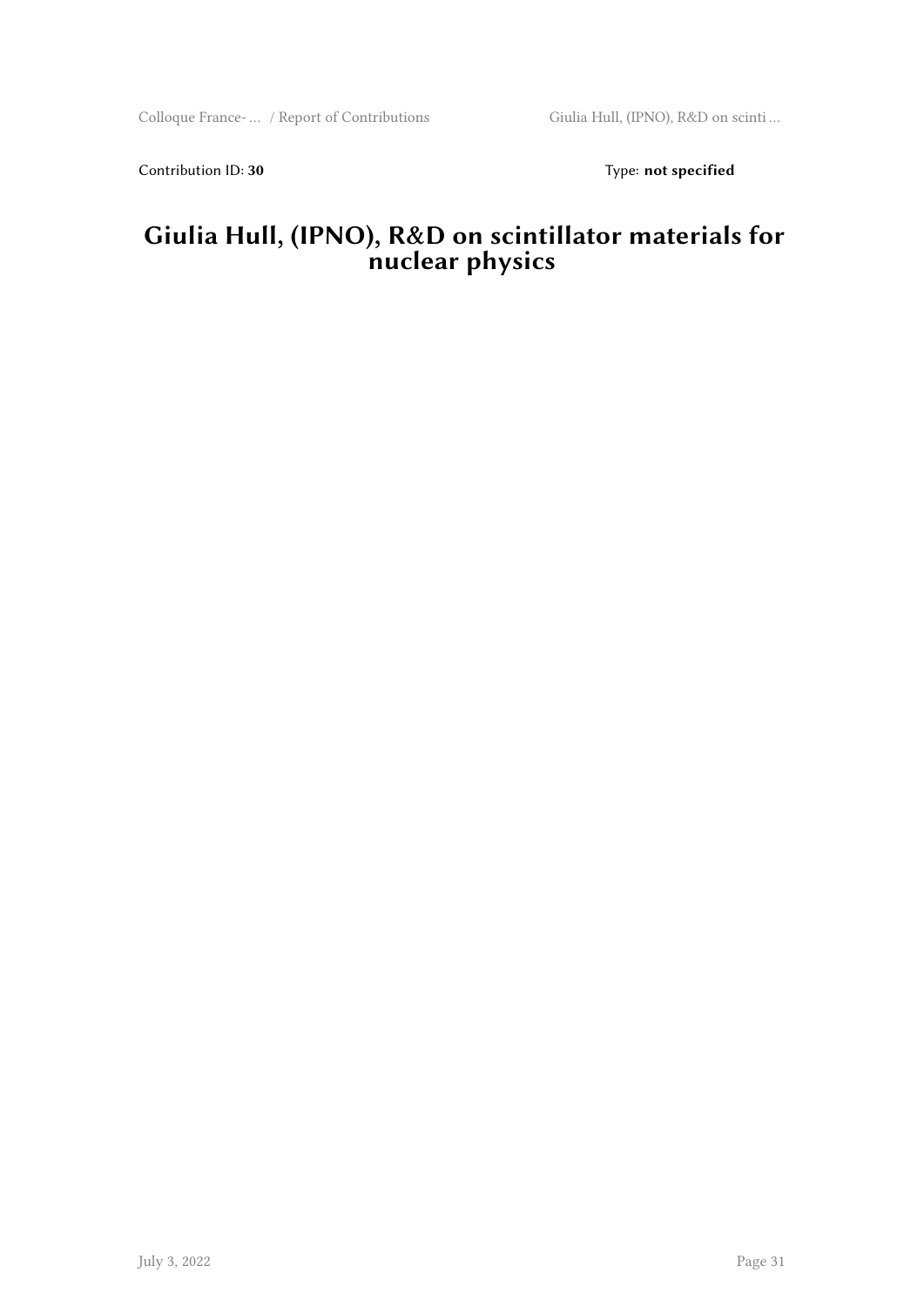Contribution ID: **30** Type: **not specified**

# Giulia Hull, (IPNO), R&D on scintillator materials for nuclear physics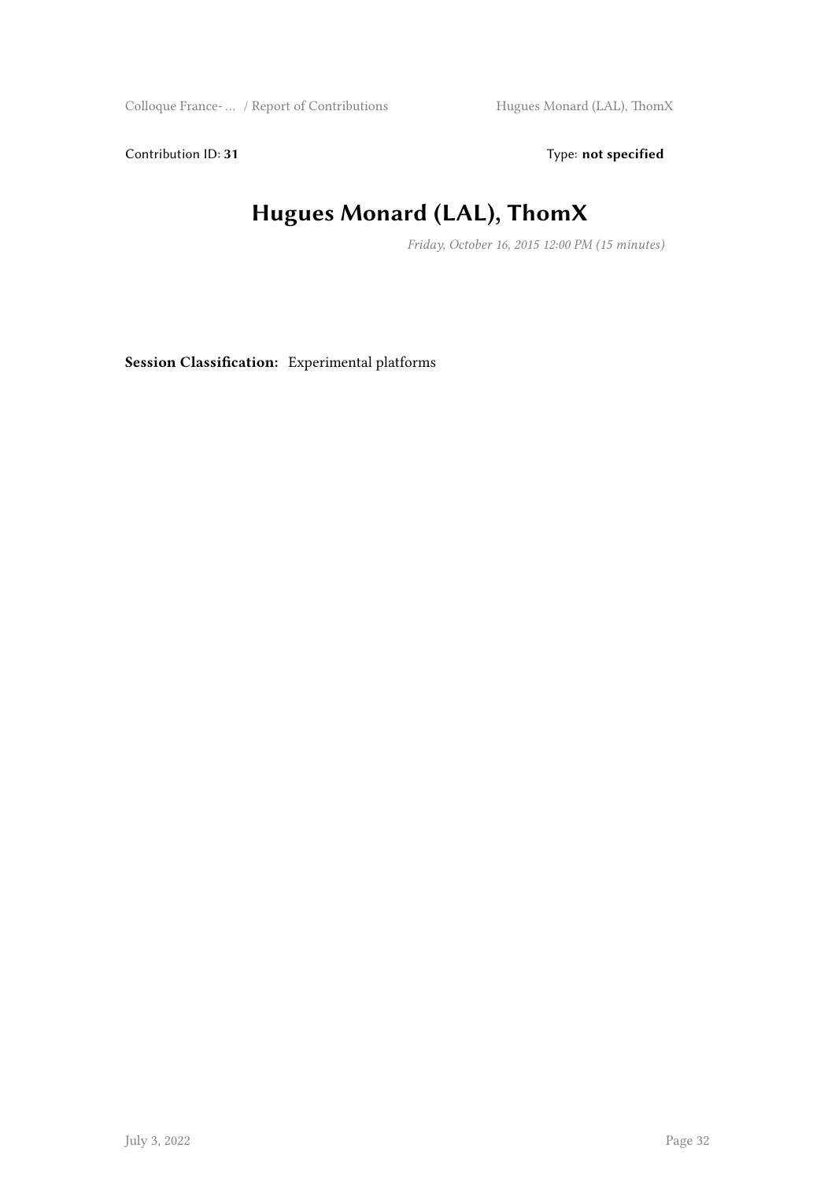Contribution ID: **31** Type: **not specified**

# Hugues Monard (LAL), ThomX

*Friday, October 16, 2015 12:00 PM (15 minutes)*

**Session Classification:** Experimental platforms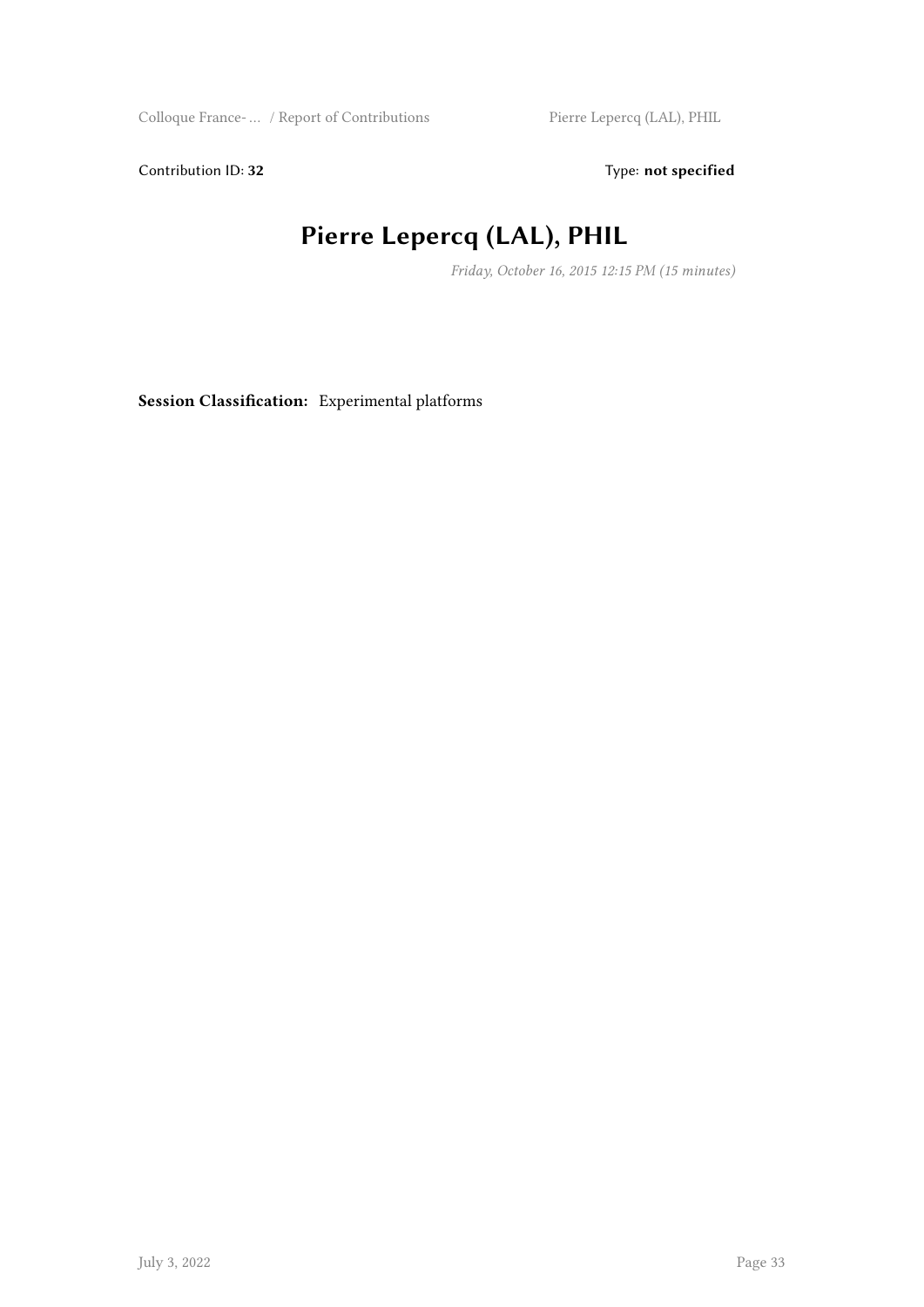Contribution ID: **32** Type: **not specified**

# Pierre Lepercq (LAL), PHIL

*Friday, October 16, 2015 12:15 PM (15 minutes)*

**Session Classification:** Experimental platforms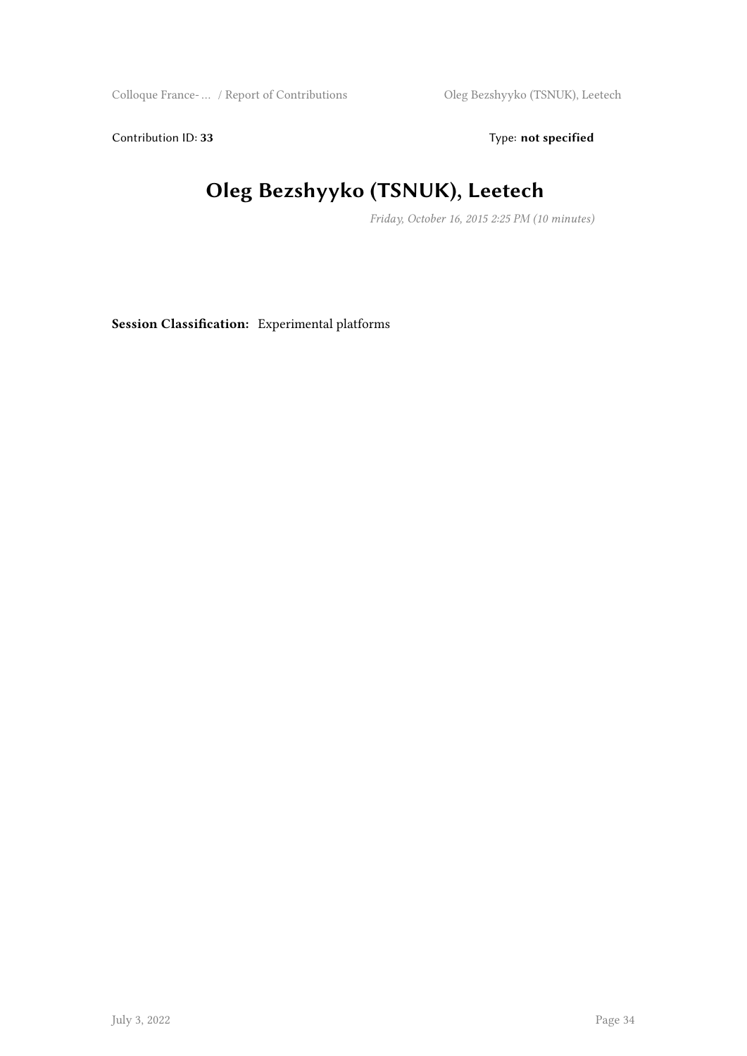Contribution ID: **33** Type: **not specified**

# Oleg Bezshyyko (TSNUK), Leetech

*Friday, October 16, 2015 2:25 PM (10 minutes)*

**Session Classification:** Experimental platforms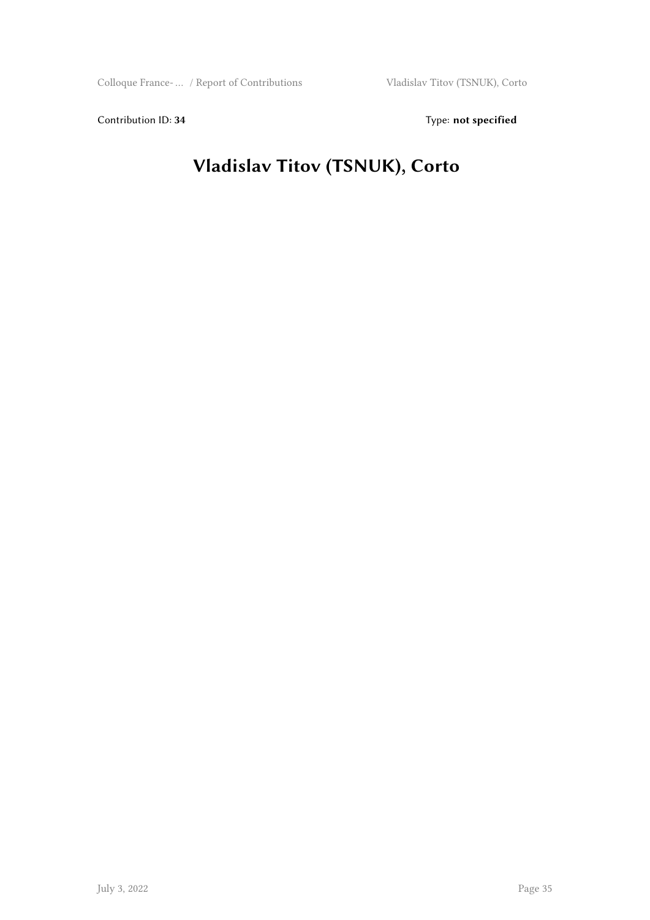Contribution ID: **34**  Type: **not specified**

# Vladislav Titov (TSNUK), Corto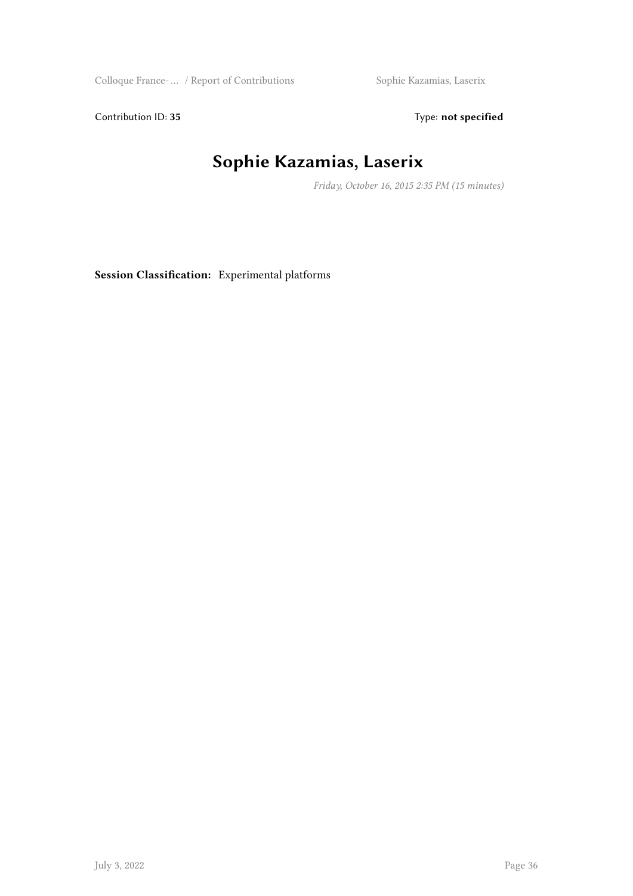Contribution ID: **35** Type: **not specified**

# Sophie Kazamias, Laserix

*Friday, October 16, 2015 2:35 PM (15 minutes)*

**Session Classification:** Experimental platforms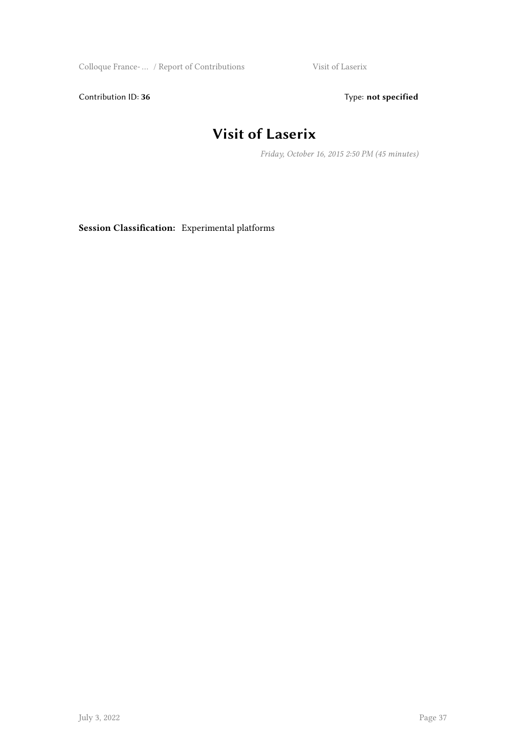Contribution ID: **36** Type: **not specified**

# Visit of Laserix

*Friday, October 16, 2015 2:50 PM (45 minutes)*

**Session Classification:** Experimental platforms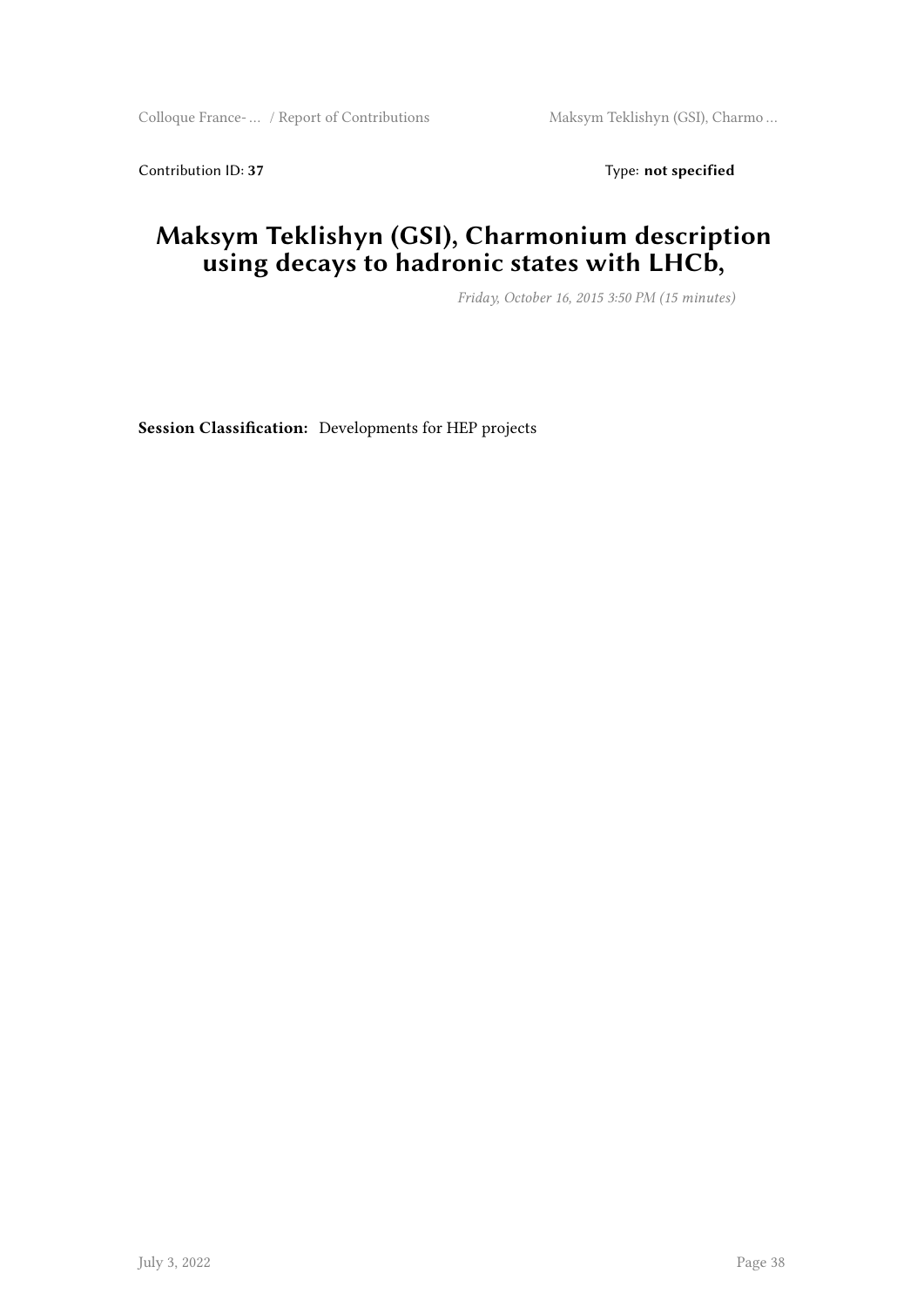Contribution ID: **37** Type: **not specified**

# Maksym Teklishyn (GSI), Charmonium description using decays to hadronic states with LHCb,

*Friday, October 16, 2015 3:50 PM (15 minutes)*

**Session Classification:** Developments for HEP projects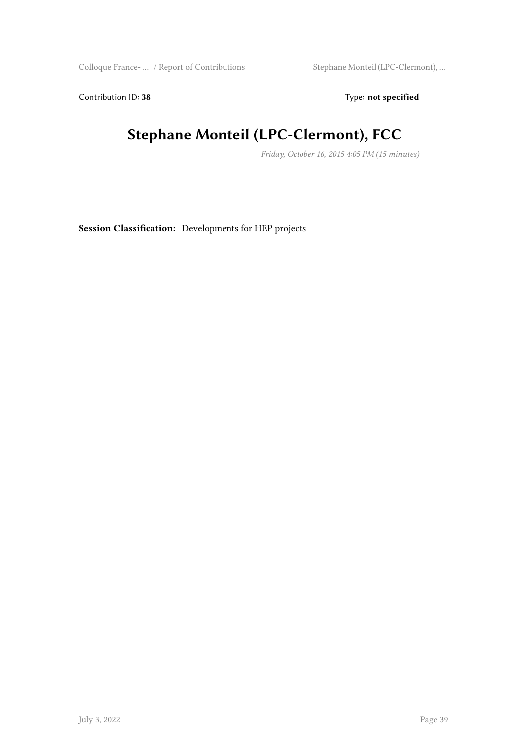Contribution ID: **38**  Type: **not specified**

# Stephane Monteil (LPC-Clermont), FCC

*Friday, October 16, 2015 4:05 PM (15 minutes)*

**Session Classification:** Developments for HEP projects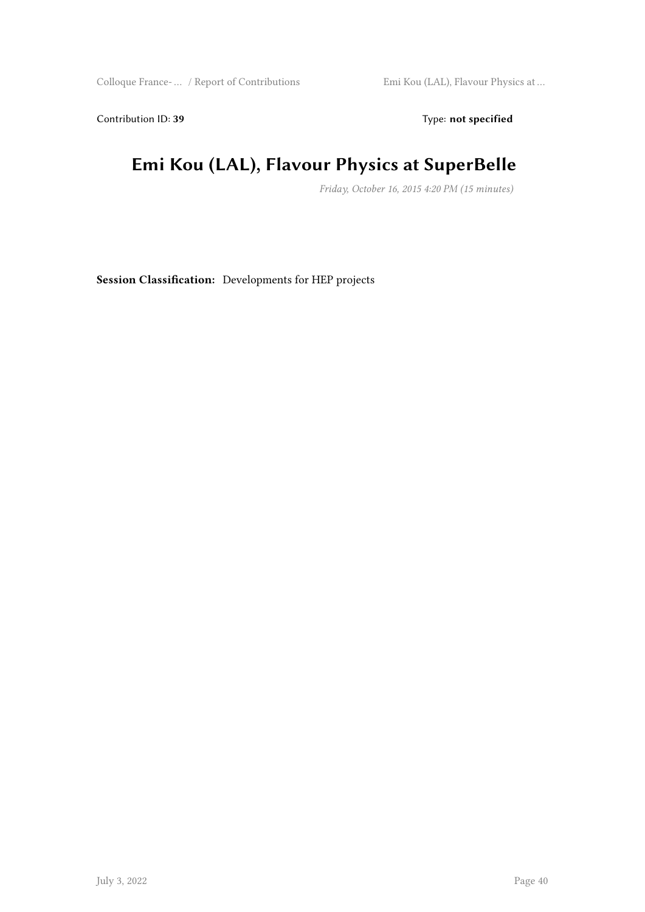Contribution ID: **39** Type: **not specified**

# Emi Kou (LAL), Flavour Physics at SuperBelle

*Friday, October 16, 2015 4:20 PM (15 minutes)*

**Session Classification:** Developments for HEP projects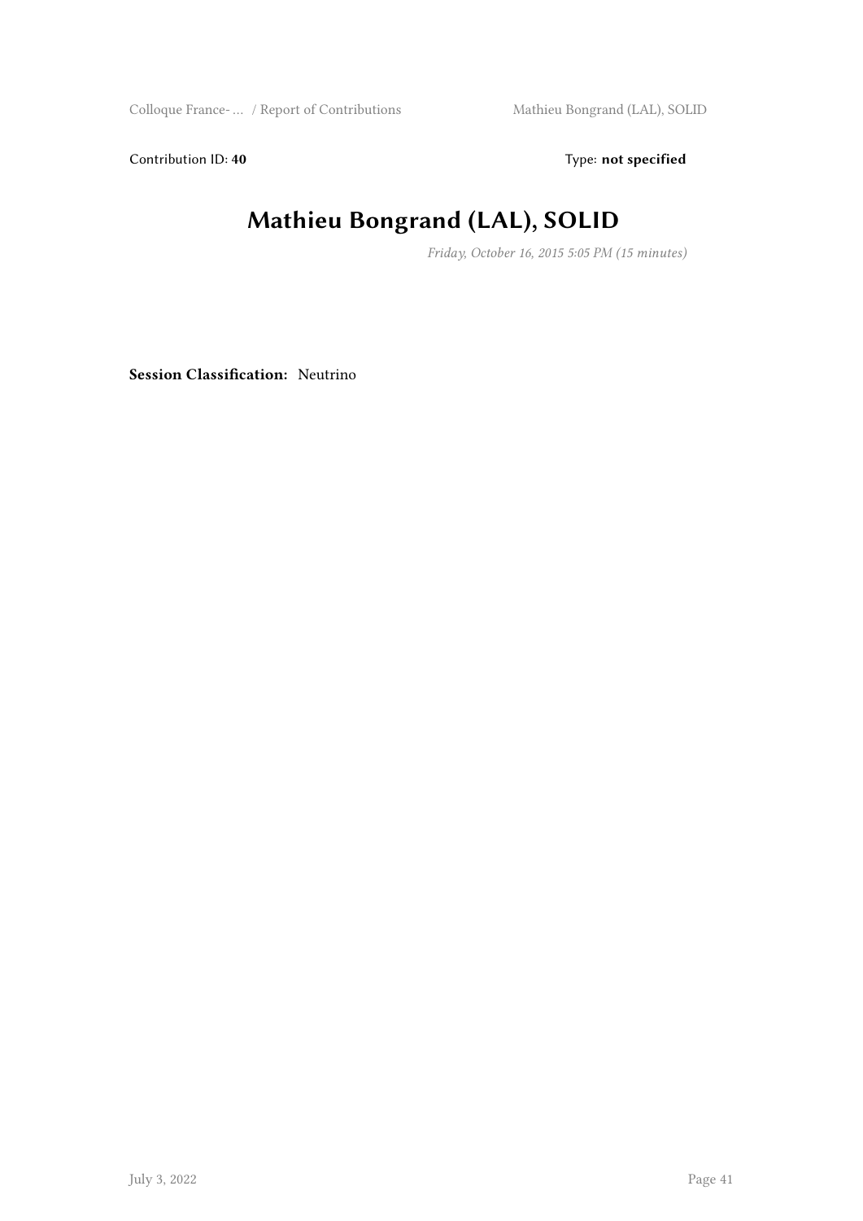Contribution ID: **40** Type: **not specified**

# Mathieu Bongrand (LAL), SOLID

*Friday, October 16, 2015 5:05 PM (15 minutes)*

**Session Classification:** Neutrino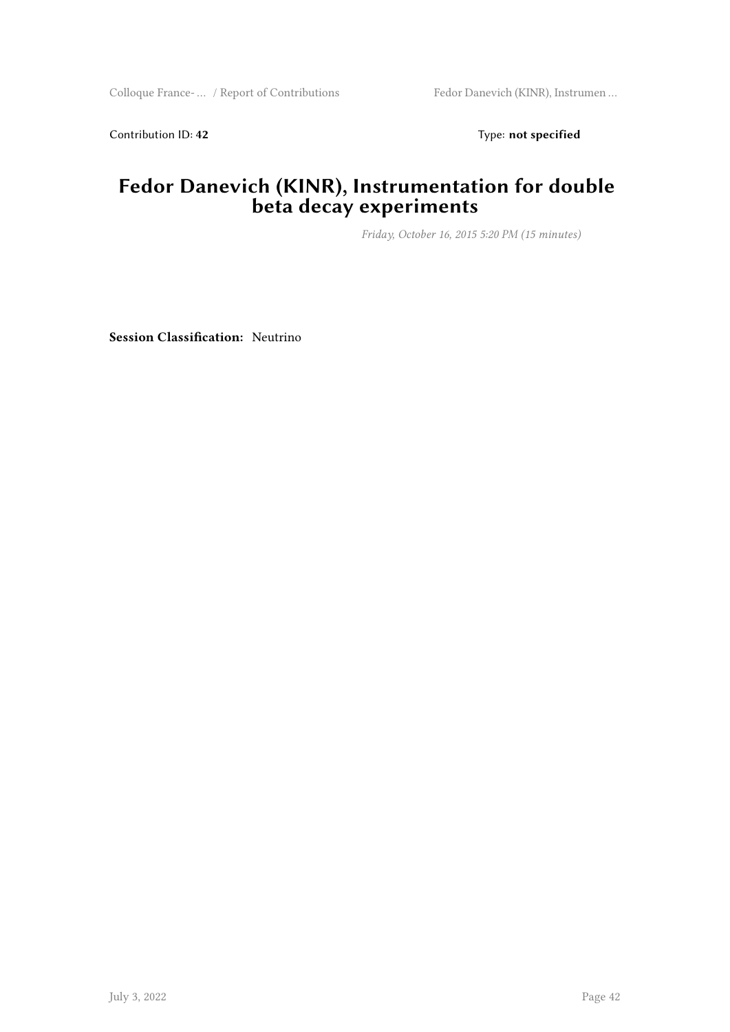Contribution ID: **42** Type: **not specified**

# Fedor Danevich (KINR), Instrumentation for double beta decay experiments

*Friday, October 16, 2015 5:20 PM (15 minutes)*

**Session Classification:** Neutrino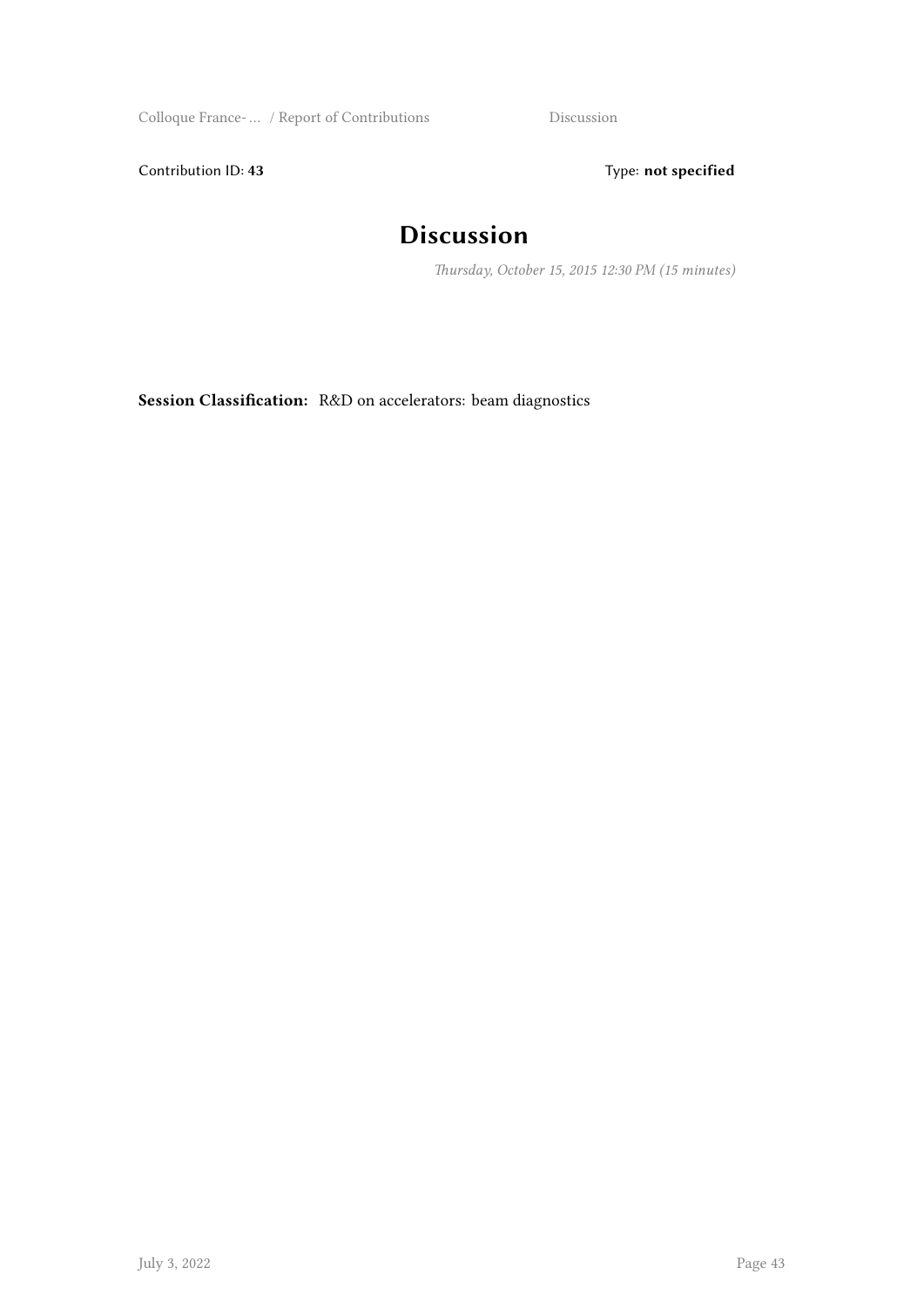Contribution ID: **43**

Type: **not specified**

# Discussion

*Thursday, October 15, 2015 12:30 PM (15 minutes)*

**Session Classification:** R&D on accelerators: beam diagnostics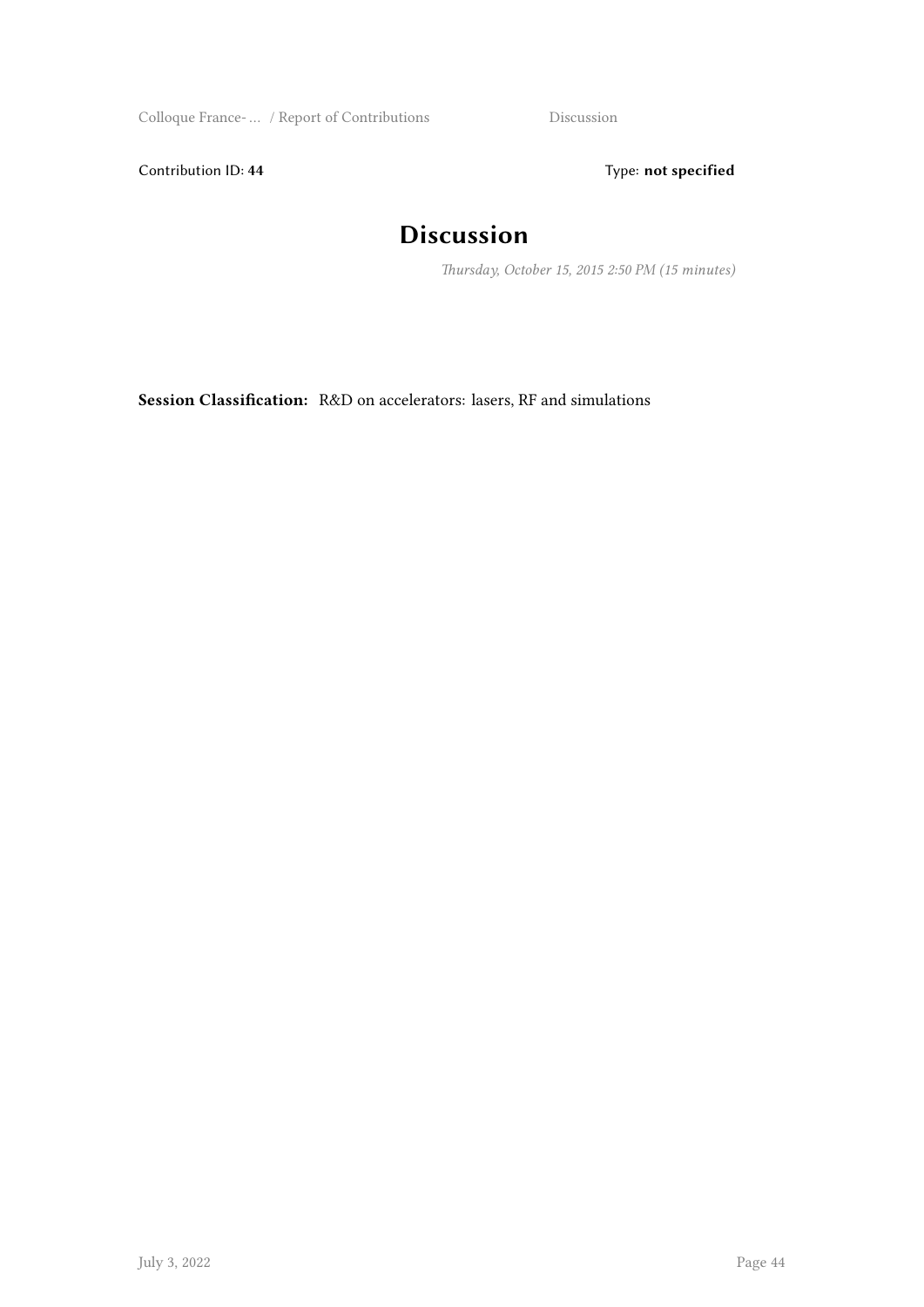Contribution ID: **44**

Type: **not specified**

# Discussion

*Thursday, October 15, 2015 2:50 PM (15 minutes)*

**Session Classification:** R&D on accelerators: lasers, RF and simulations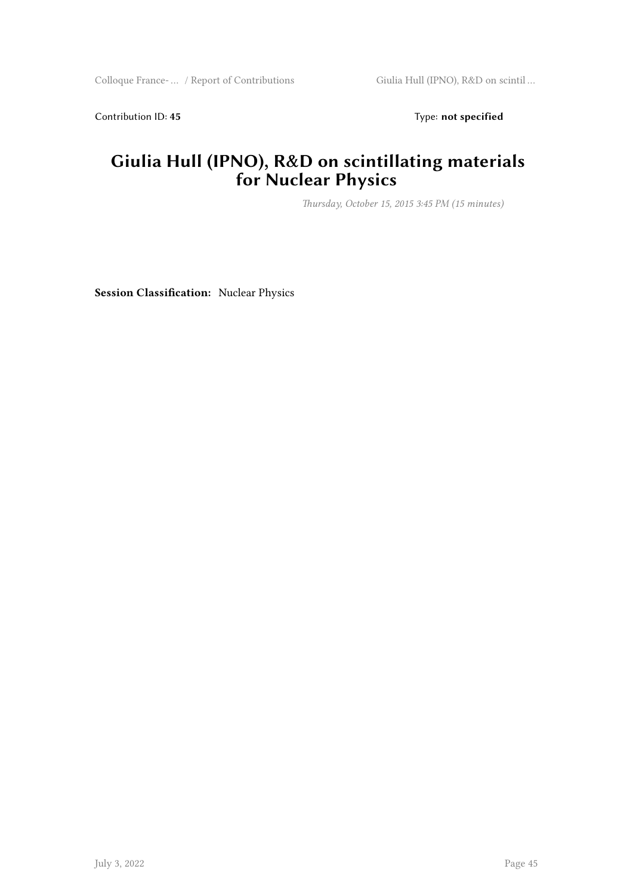Contribution ID: **45** Type: **not specified**

# Giulia Hull (IPNO), R&D on scintillating materials for Nuclear Physics

*Thursday, October 15, 2015 3:45 PM (15 minutes)*

**Session Classification:** Nuclear Physics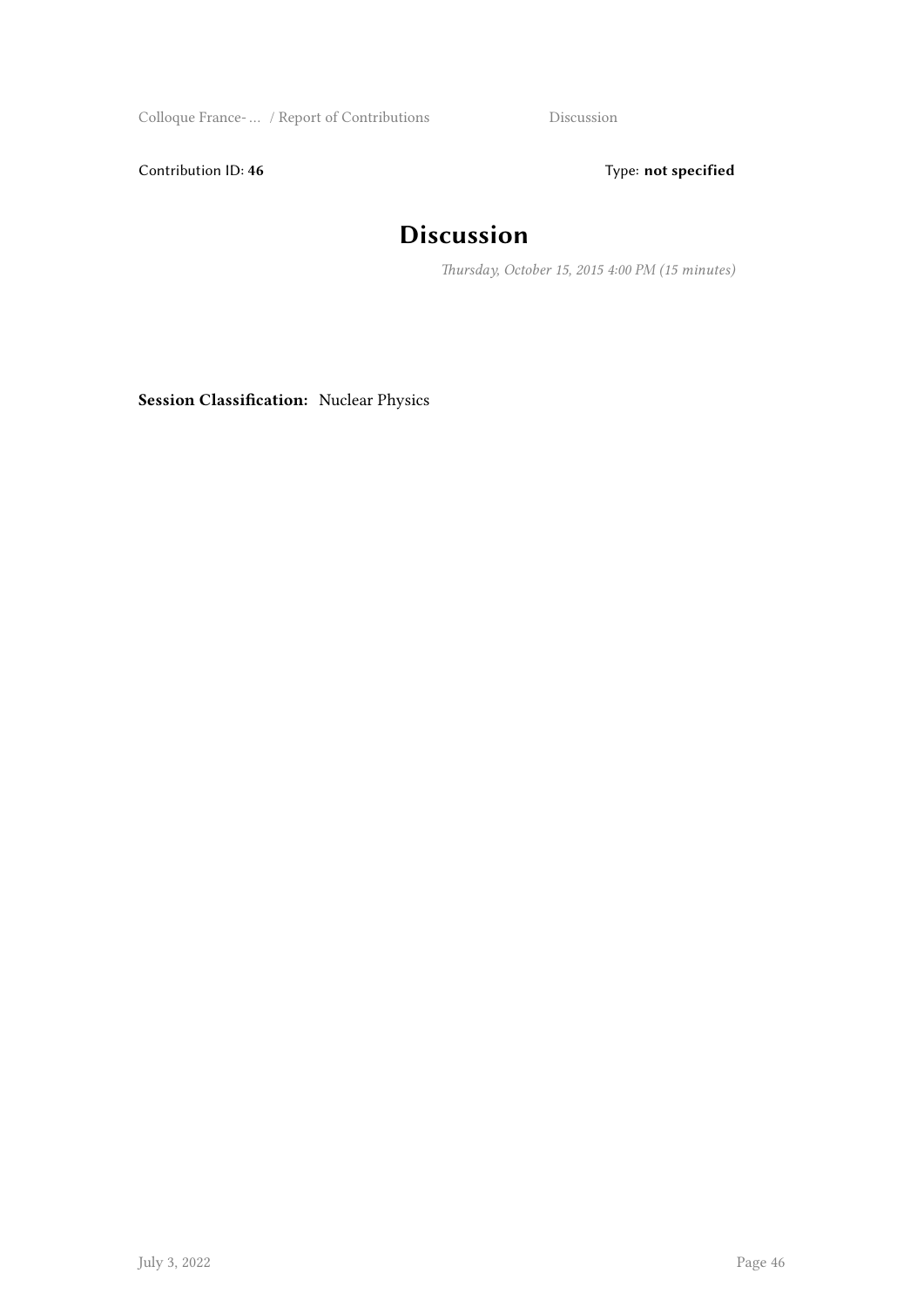Contribution ID: **46** Type: **not specified**

# Discussion

*Thursday, October 15, 2015 4:00 PM (15 minutes)*

**Session Classification:** Nuclear Physics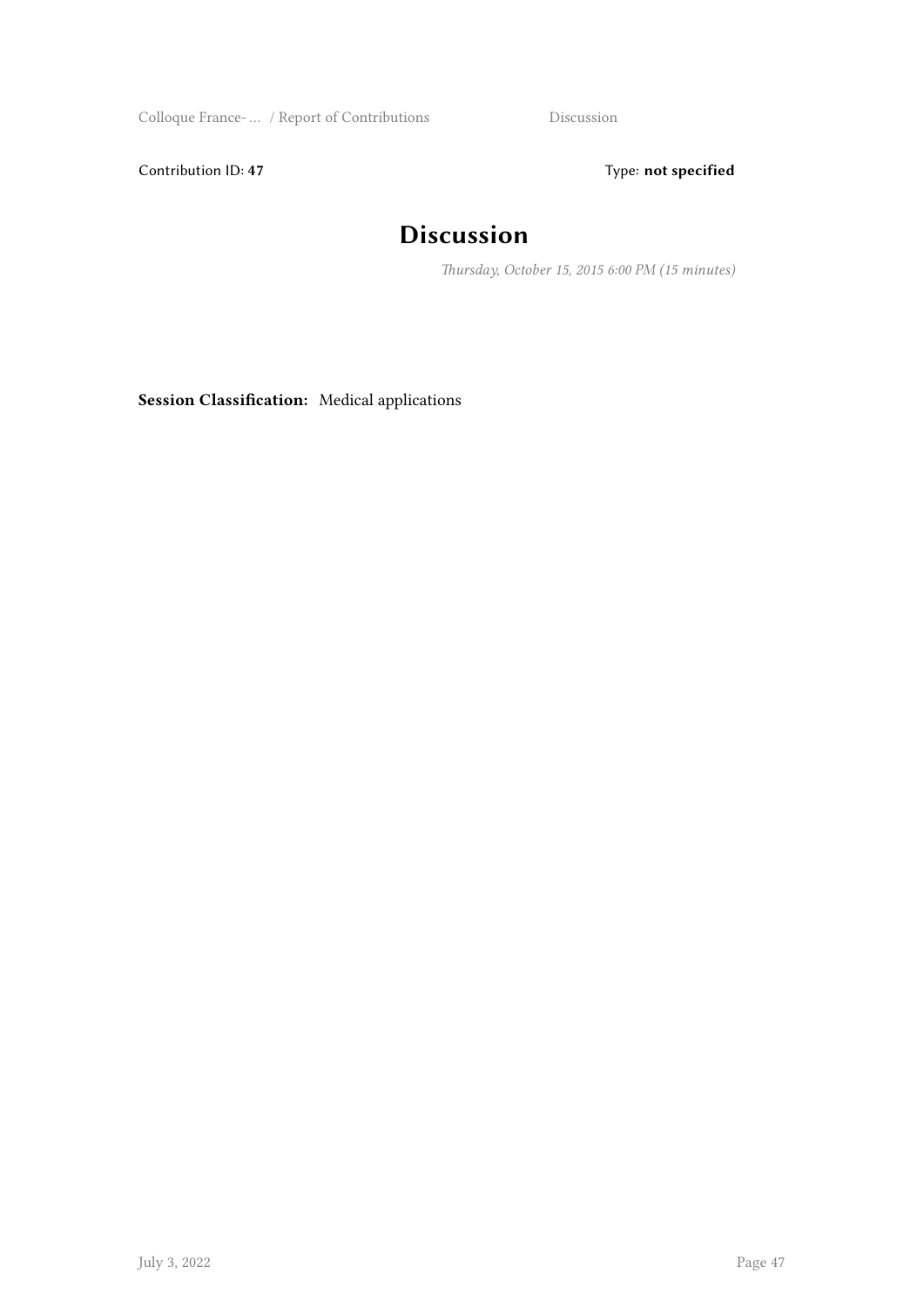Contribution ID: **47**

Type: **not specified**

# Discussion

*Thursday, October 15, 2015 6:00 PM (15 minutes)*

**Session Classification:** Medical applications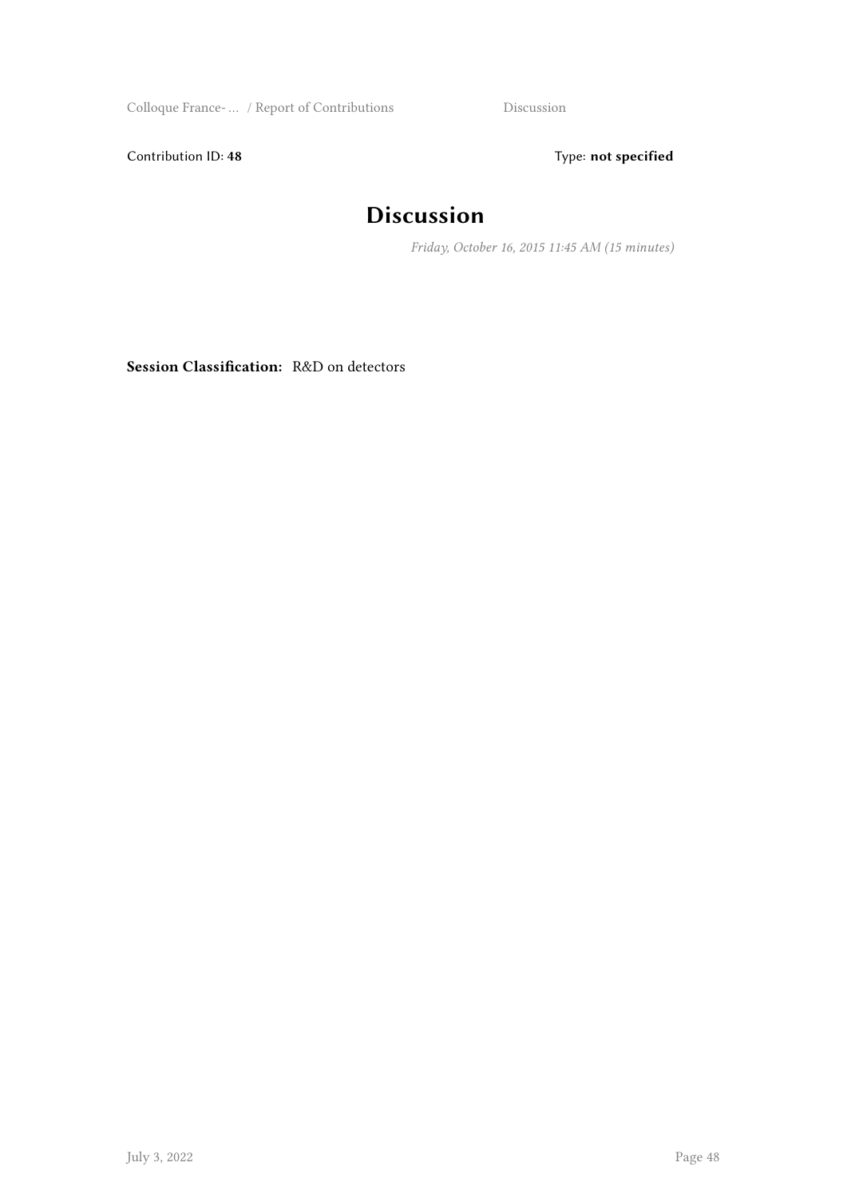Contribution ID: **48** Type: **not specified**

# Discussion

*Friday, October 16, 2015 11:45 AM (15 minutes)*

**Session Classification:** R&D on detectors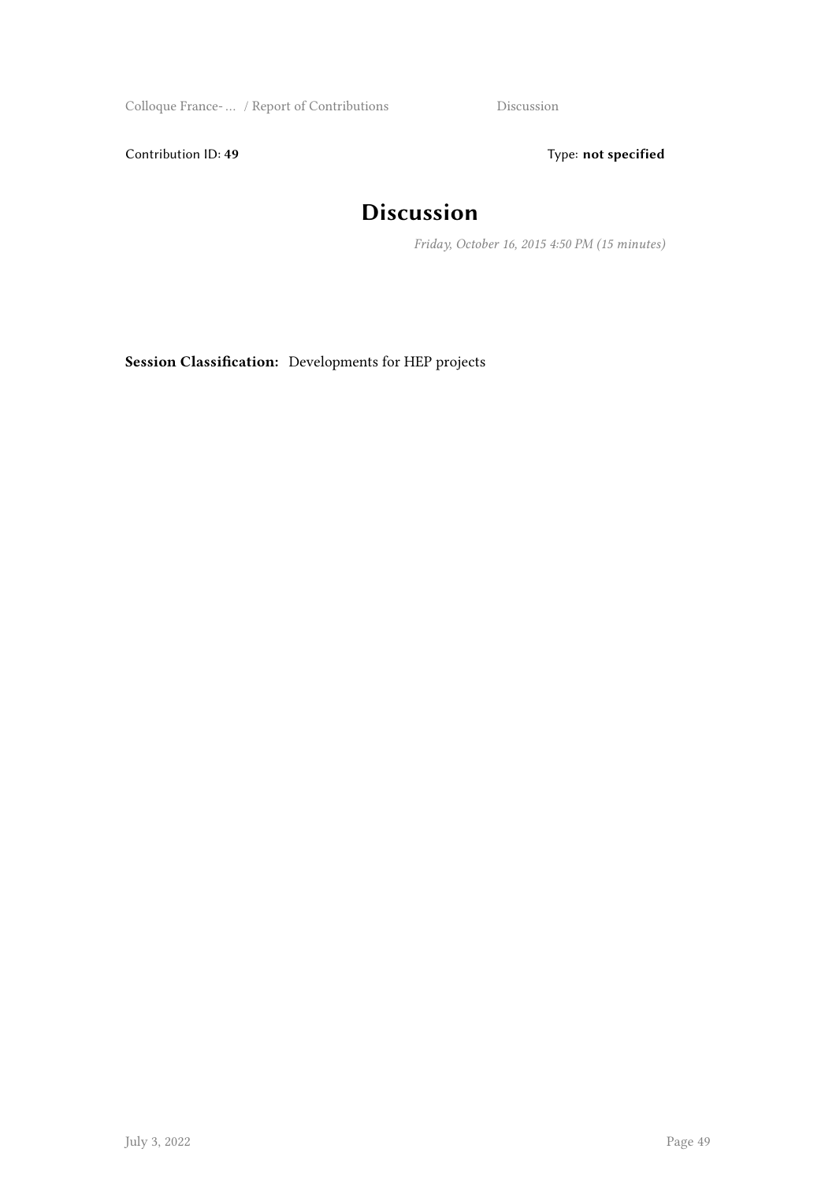Contribution ID: **49** Type: **not specified**

# Discussion

*Friday, October 16, 2015 4:50 PM (15 minutes)*

**Session Classification:** Developments for HEP projects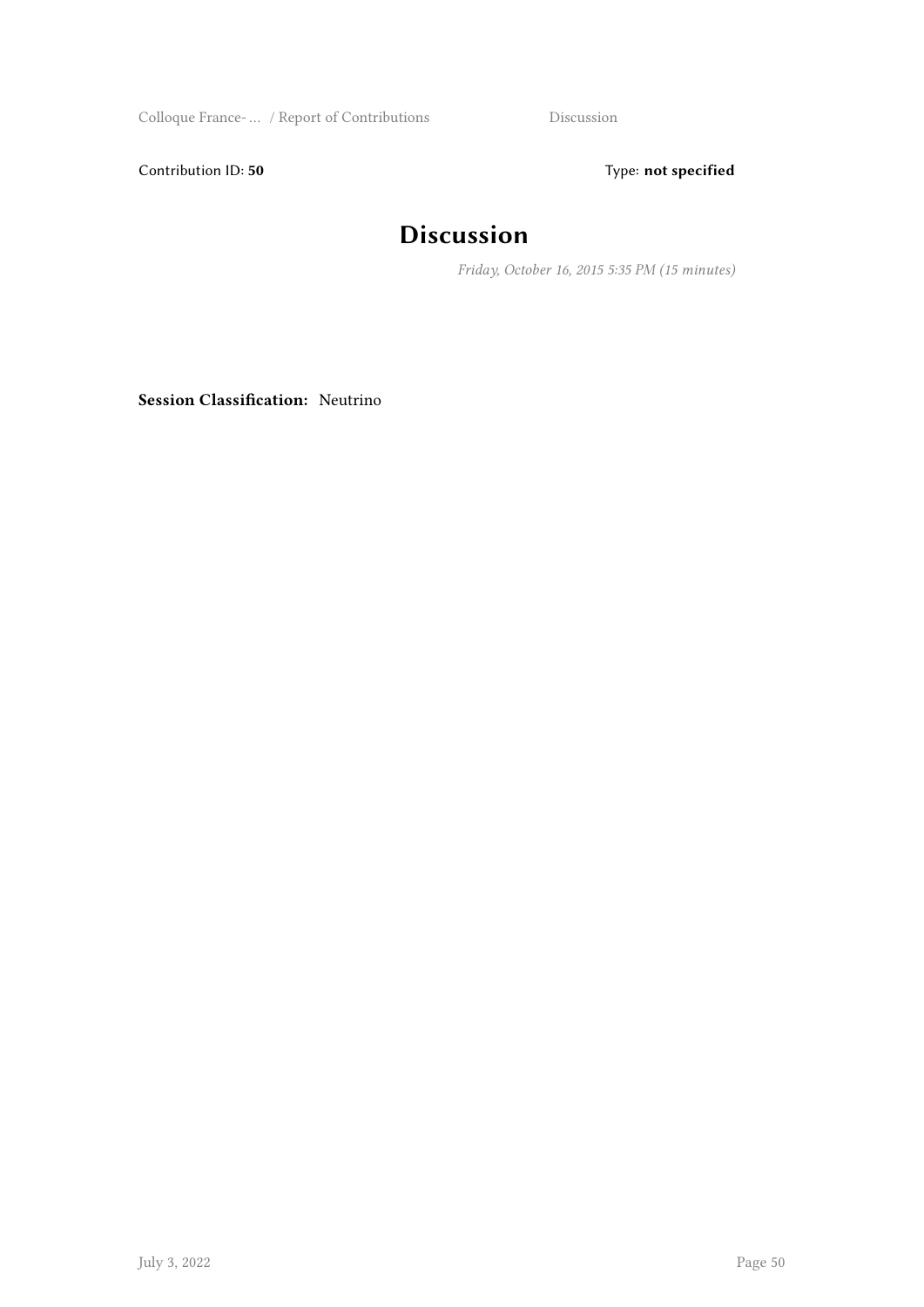Contribution ID: **50**

Type: **not specified**

# Discussion

*Friday, October 16, 2015 5:35 PM (15 minutes)*

**Session Classification:** Neutrino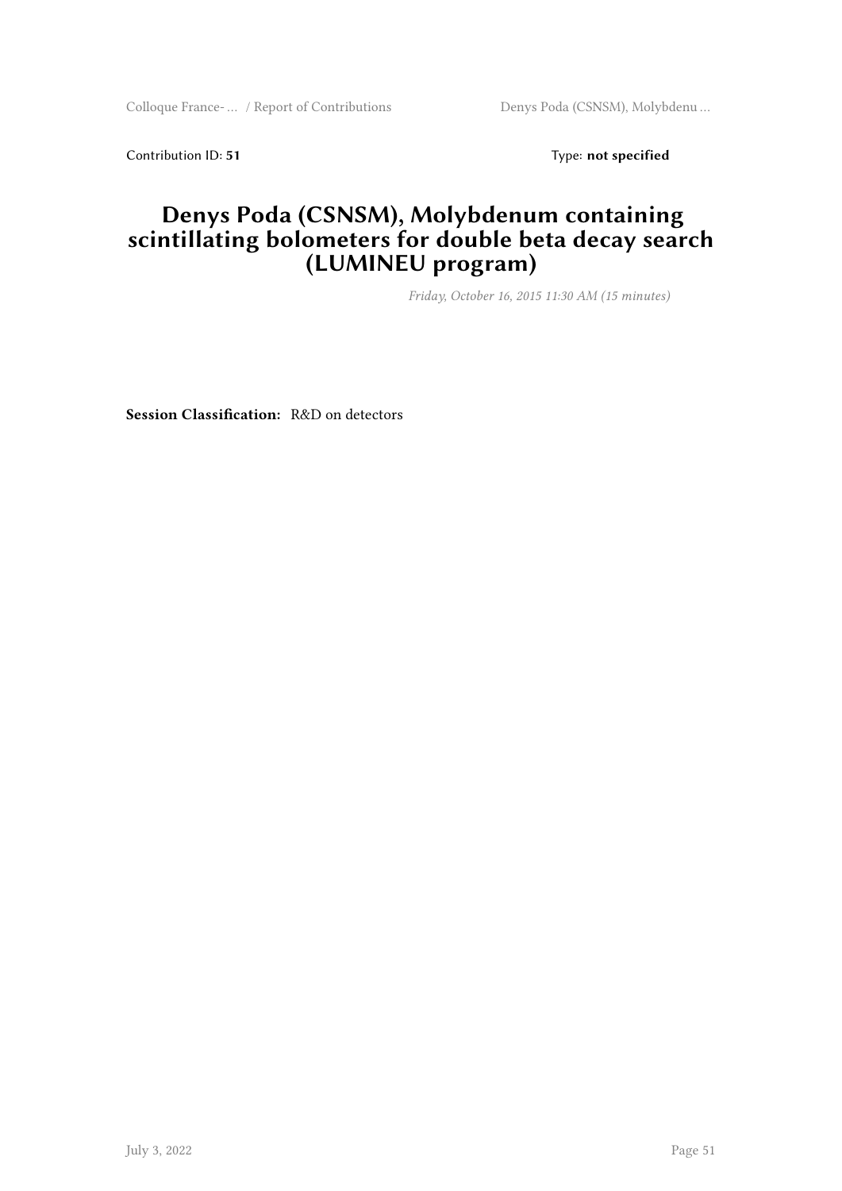Contribution ID: **51** Type: **not specified**

# Denys Poda (CSNSM), Molybdenum containing scintillating bolometers for double beta decay search (LUMINEU program)

*Friday, October 16, 2015 11:30 AM (15 minutes)*

**Session Classification:** R&D on detectors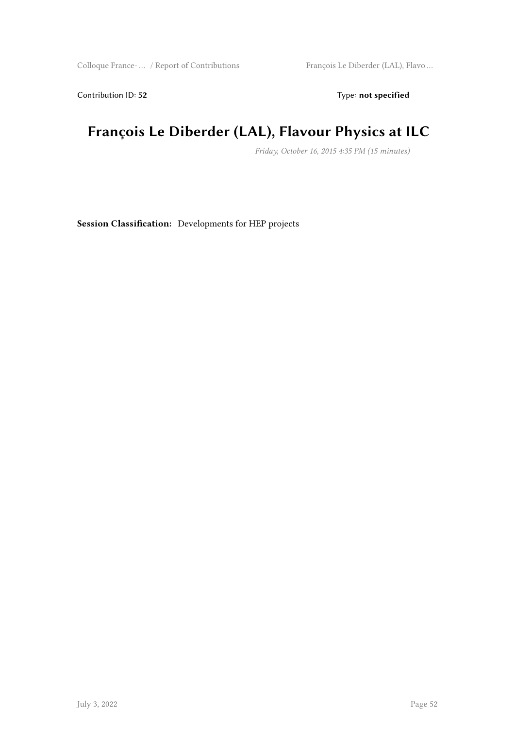Contribution ID: **52** Type: **not specified**

# François Le Diberder (LAL), Flavour Physics at ILC

*Friday, October 16, 2015 4:35 PM (15 minutes)*

**Session Classification:** Developments for HEP projects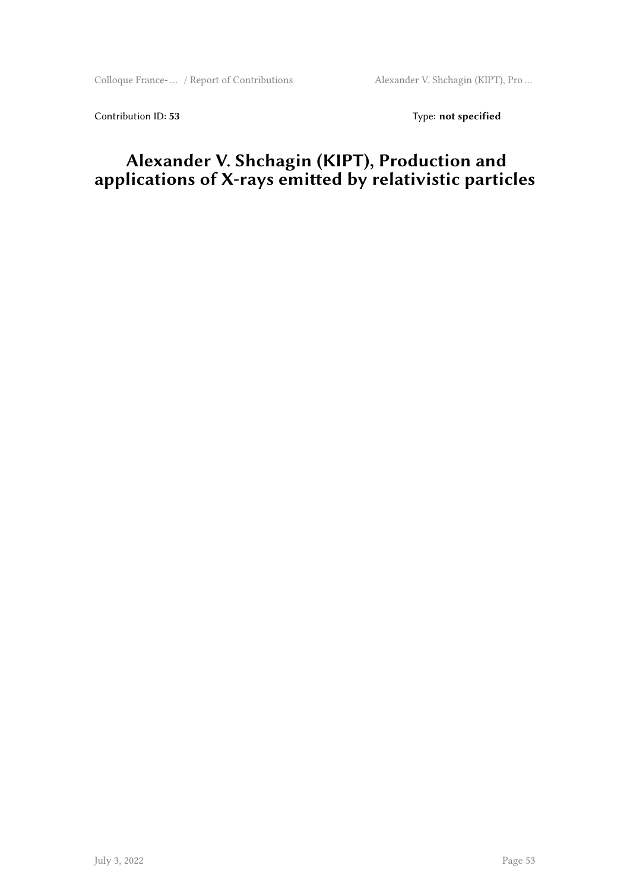Contribution ID: **53** Type: **not specified**

# Alexander V. Shchagin (KIPT), Production and applications of X-rays emitted by relativistic particles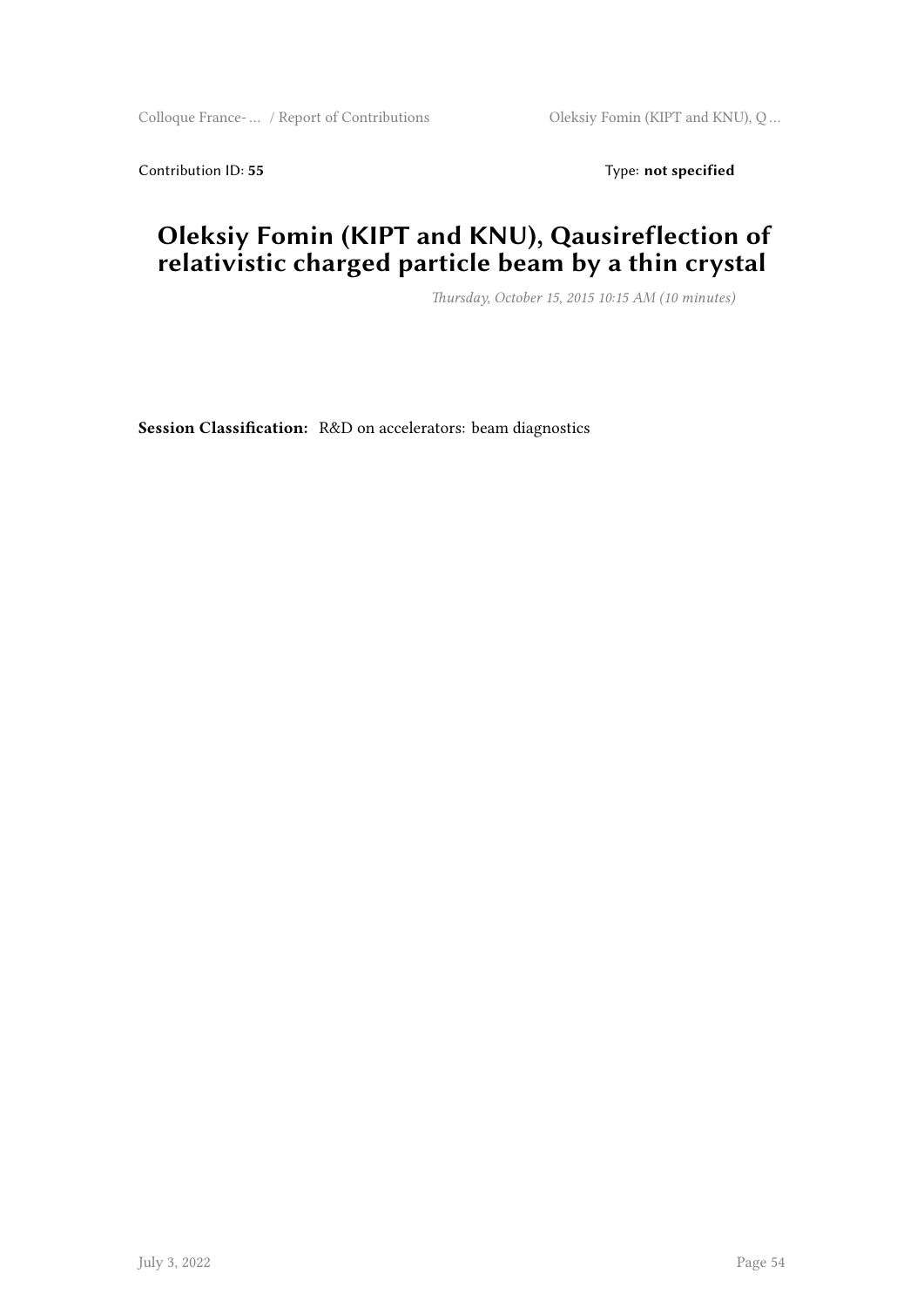Contribution ID: **55** Type: **not specified**

# Oleksiy Fomin (KIPT and KNU), Qausireflection of relativistic charged particle beam by a thin crystal

*Thursday, October 15, 2015 10:15 AM (10 minutes)*

**Session Classification:** R&D on accelerators: beam diagnostics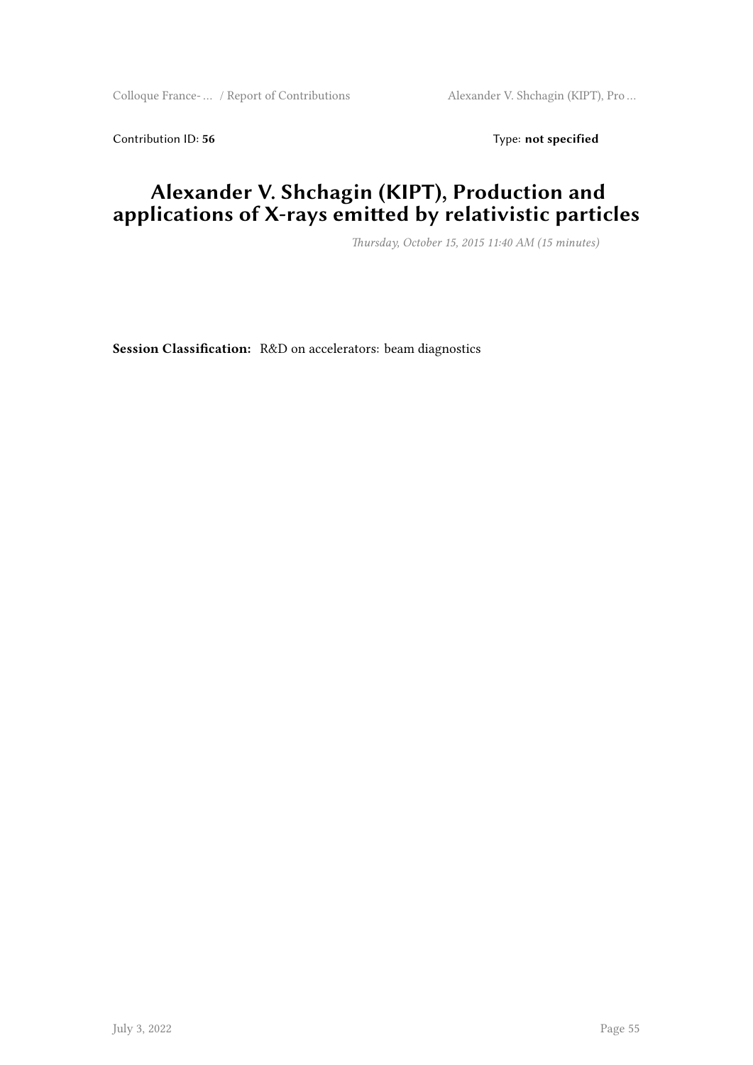Contribution ID: **56** Type: **not specified**

# Alexander V. Shchagin (KIPT), Production and applications of X-rays emitted by relativistic particles

*Thursday, October 15, 2015 11:40 AM (15 minutes)*

**Session Classification:** R&D on accelerators: beam diagnostics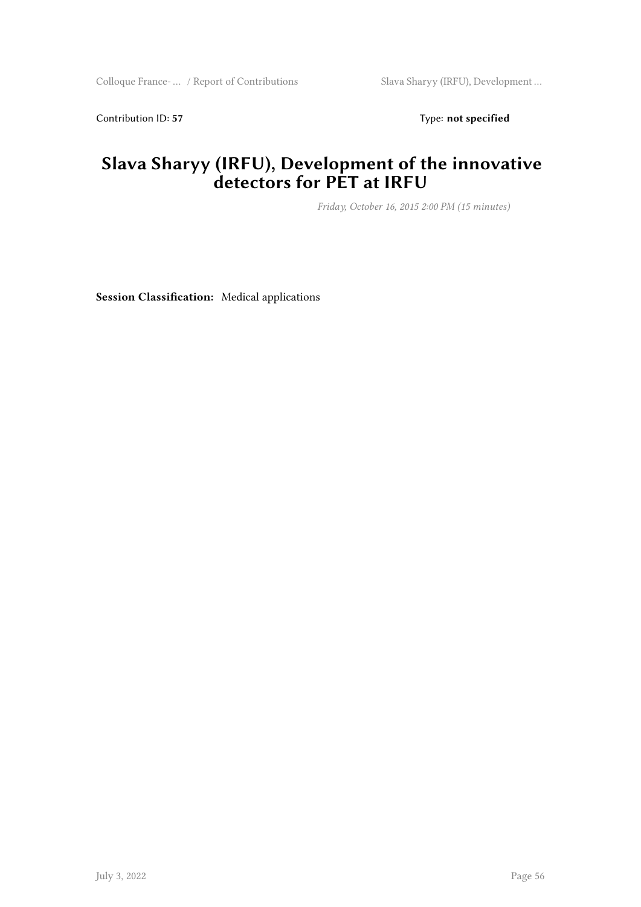Contribution ID: **57** Type: **not specified**

# Slava Sharyy (IRFU), Development of the innovative detectors for PET at IRFU

*Friday, October 16, 2015 2:00 PM (15 minutes)*

**Session Classification:** Medical applications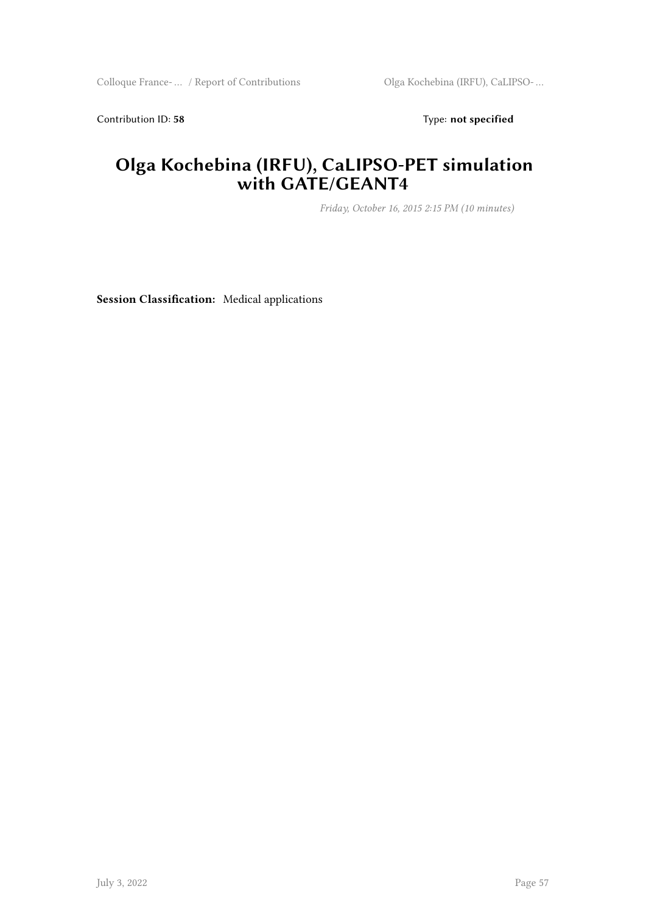Contribution ID: **58** Type: **not specified**

# Olga Kochebina (IRFU), CaLIPSO-PET simulation with GATE/GEANT4

*Friday, October 16, 2015 2:15 PM (10 minutes)*

**Session Classification:** Medical applications